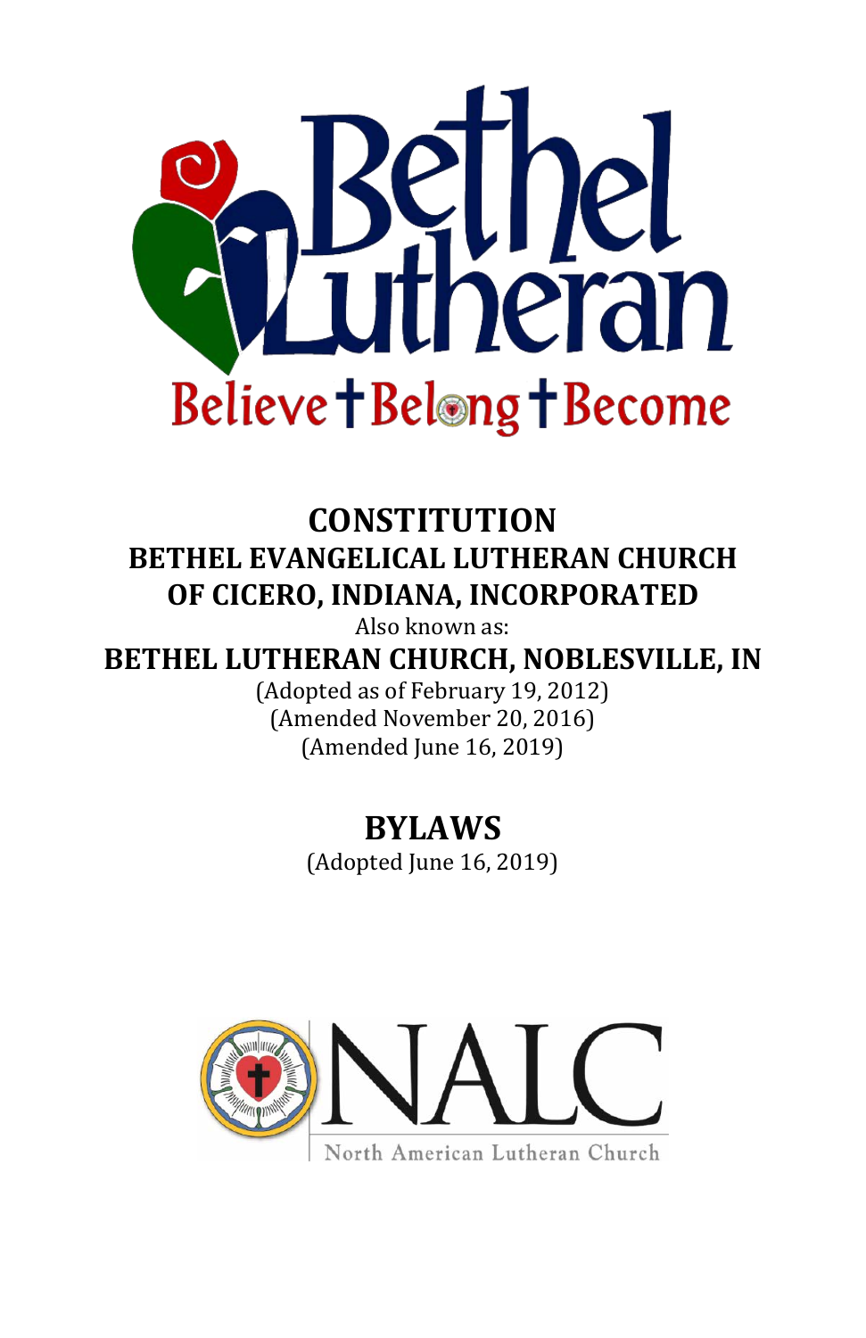Bethel Lutheran

Believe † Belong † Become

# CONSTITUTION

## BETHEL EVANGELICAL LUTHERAN CHURCH OF CICERO, INDIANA, INCORPORATED

Also known as:

## BETHEL LUTHERAN CHURCH, NOBLESVILLE, IN

(Adopted as of February 19, 2012)
(Amended November 20, 2016)
(Amended June 16, 2019)

# BYLAWS

(Adopted June 16, 2019)

NALC

North American Lutheran Church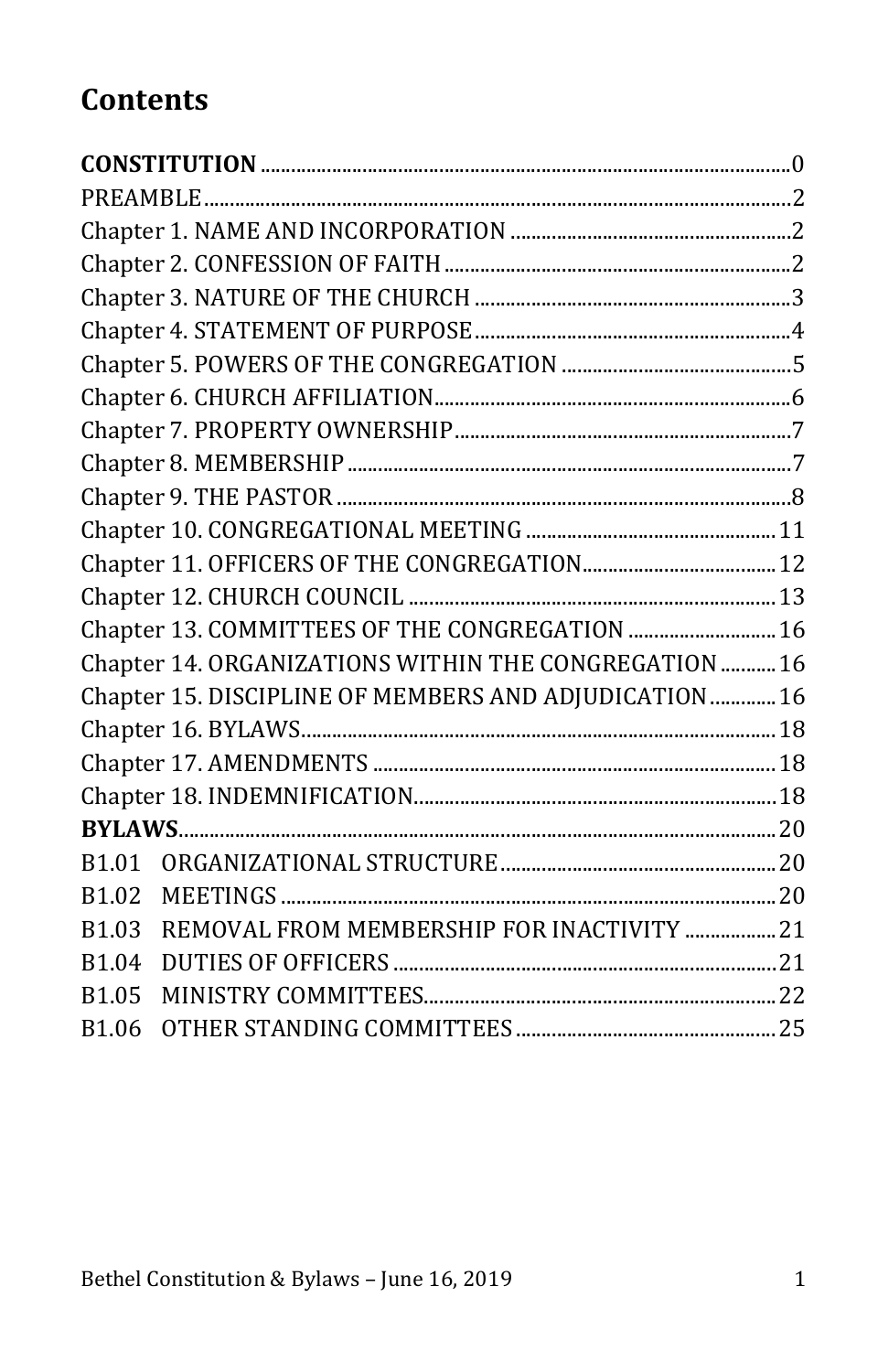# Contents

**CONSTITUTION** ..... 0
PREAMBLE ..... 2
Chapter 1. NAME AND INCORPORATION ..... 2
Chapter 2. CONFESSION OF FAITH ..... 2
Chapter 3. NATURE OF THE CHURCH ..... 3
Chapter 4. STATEMENT OF PURPOSE ..... 4
Chapter 5. POWERS OF THE CONGREGATION ..... 5
Chapter 6. CHURCH AFFILIATION ..... 6
Chapter 7. PROPERTY OWNERSHIP ..... 7
Chapter 8. MEMBERSHIP ..... 7
Chapter 9. THE PASTOR ..... 8
Chapter 10. CONGREGATIONAL MEETING ..... 11
Chapter 11. OFFICERS OF THE CONGREGATION ..... 12
Chapter 12. CHURCH COUNCIL ..... 13
Chapter 13. COMMITTEES OF THE CONGREGATION ..... 16
Chapter 14. ORGANIZATIONS WITHIN THE CONGREGATION ..... 16
Chapter 15. DISCIPLINE OF MEMBERS AND ADJUDICATION ..... 16
Chapter 16. BYLAWS ..... 18
Chapter 17. AMENDMENTS ..... 18
Chapter 18. INDEMNIFICATION ..... 18
**BYLAWS** ..... 20
B1.01 ORGANIZATIONAL STRUCTURE ..... 20
B1.02 MEETINGS ..... 20
B1.03 REMOVAL FROM MEMBERSHIP FOR INACTIVITY ..... 21
B1.04 DUTIES OF OFFICERS ..... 21
B1.05 MINISTRY COMMITTEES ..... 22
B1.06 OTHER STANDING COMMITTEES ..... 25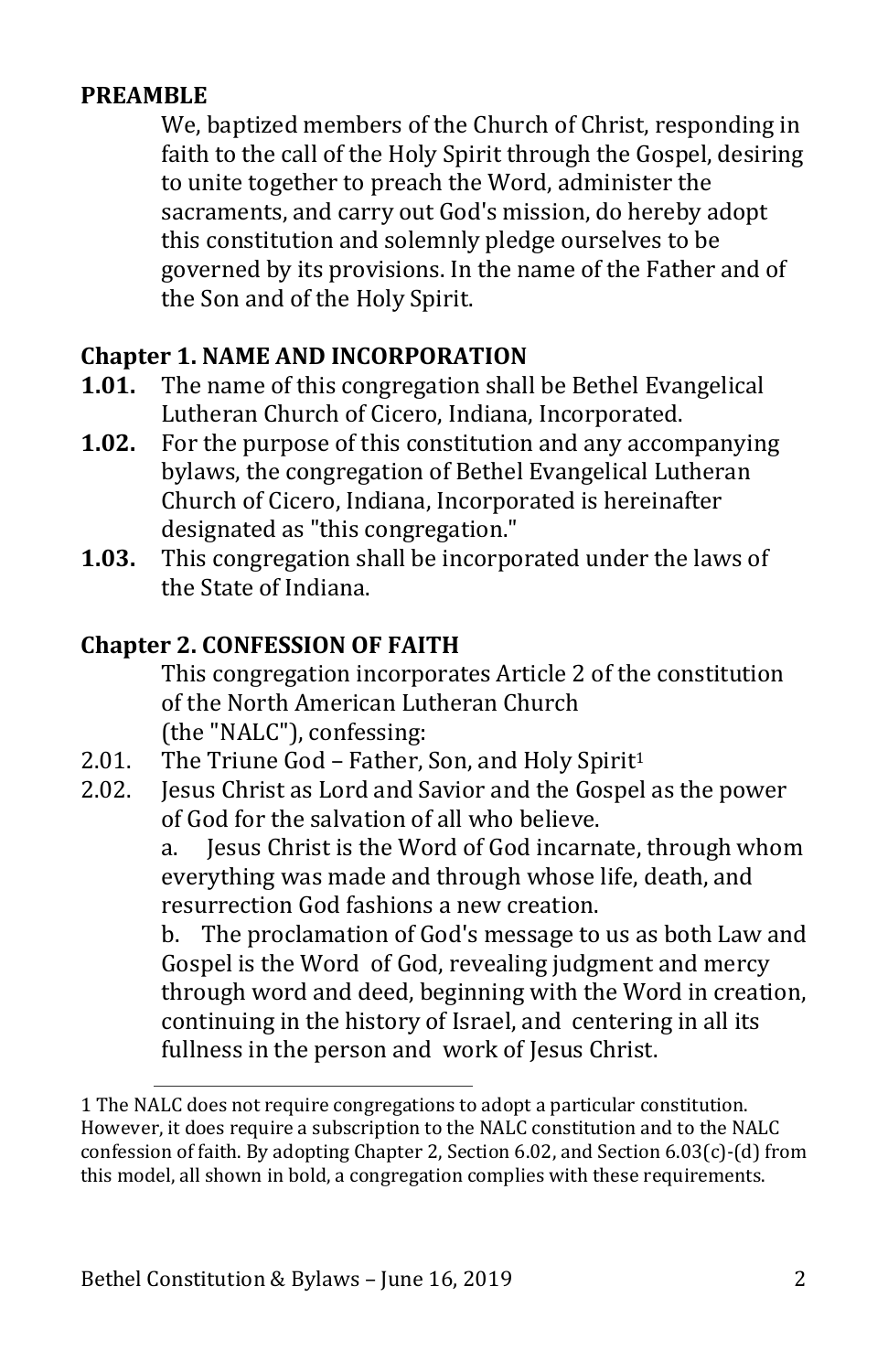**PREAMBLE**

We, baptized members of the Church of Christ, responding in faith to the call of the Holy Spirit through the Gospel, desiring to unite together to preach the Word, administer the sacraments, and carry out God's mission, do hereby adopt this constitution and solemnly pledge ourselves to be governed by its provisions. In the name of the Father and of the Son and of the Holy Spirit.

## Chapter 1. NAME AND INCORPORATION

**1.01.** The name of this congregation shall be Bethel Evangelical Lutheran Church of Cicero, Indiana, Incorporated.

**1.02.** For the purpose of this constitution and any accompanying bylaws, the congregation of Bethel Evangelical Lutheran Church of Cicero, Indiana, Incorporated is hereinafter designated as "this congregation."

**1.03.** This congregation shall be incorporated under the laws of the State of Indiana.

## Chapter 2. CONFESSION OF FAITH

This congregation incorporates Article 2 of the constitution of the North American Lutheran Church (the "NALC"), confessing:

2.01. The Triune God – Father, Son, and Holy Spirit[1]

2.02. Jesus Christ as Lord and Savior and the Gospel as the power of God for the salvation of all who believe.

a. Jesus Christ is the Word of God incarnate, through whom everything was made and through whose life, death, and resurrection God fashions a new creation.

b. The proclamation of God's message to us as both Law and Gospel is the Word of God, revealing judgment and mercy through word and deed, beginning with the Word in creation, continuing in the history of Israel, and centering in all its fullness in the person and work of Jesus Christ.

---

[1] The NALC does not require congregations to adopt a particular constitution. However, it does require a subscription to the NALC constitution and to the NALC confession of faith. By adopting Chapter 2, Section 6.02, and Section 6.03(c)-(d) from this model, all shown in bold, a congregation complies with these requirements.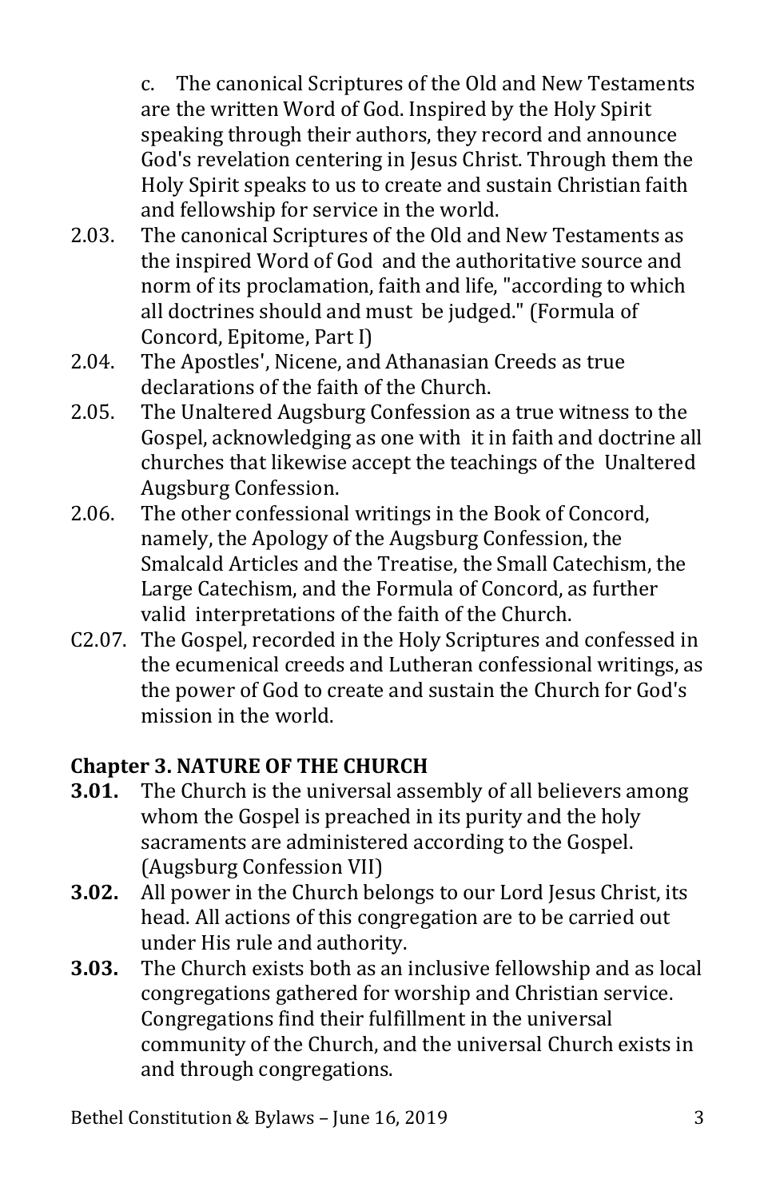c. The canonical Scriptures of the Old and New Testaments are the written Word of God. Inspired by the Holy Spirit speaking through their authors, they record and announce God's revelation centering in Jesus Christ. Through them the Holy Spirit speaks to us to create and sustain Christian faith and fellowship for service in the world.

2.03. The canonical Scriptures of the Old and New Testaments as the inspired Word of God and the authoritative source and norm of its proclamation, faith and life, "according to which all doctrines should and must be judged." (Formula of Concord, Epitome, Part I)

2.04. The Apostles', Nicene, and Athanasian Creeds as true declarations of the faith of the Church.

2.05. The Unaltered Augsburg Confession as a true witness to the Gospel, acknowledging as one with it in faith and doctrine all churches that likewise accept the teachings of the Unaltered Augsburg Confession.

2.06. The other confessional writings in the Book of Concord, namely, the Apology of the Augsburg Confession, the Smalcald Articles and the Treatise, the Small Catechism, the Large Catechism, and the Formula of Concord, as further valid interpretations of the faith of the Church.

C2.07. The Gospel, recorded in the Holy Scriptures and confessed in the ecumenical creeds and Lutheran confessional writings, as the power of God to create and sustain the Church for God's mission in the world.

## Chapter 3. NATURE OF THE CHURCH

**3.01.** The Church is the universal assembly of all believers among whom the Gospel is preached in its purity and the holy sacraments are administered according to the Gospel. (Augsburg Confession VII)

**3.02.** All power in the Church belongs to our Lord Jesus Christ, its head. All actions of this congregation are to be carried out under His rule and authority.

**3.03.** The Church exists both as an inclusive fellowship and as local congregations gathered for worship and Christian service. Congregations find their fulfillment in the universal community of the Church, and the universal Church exists in and through congregations.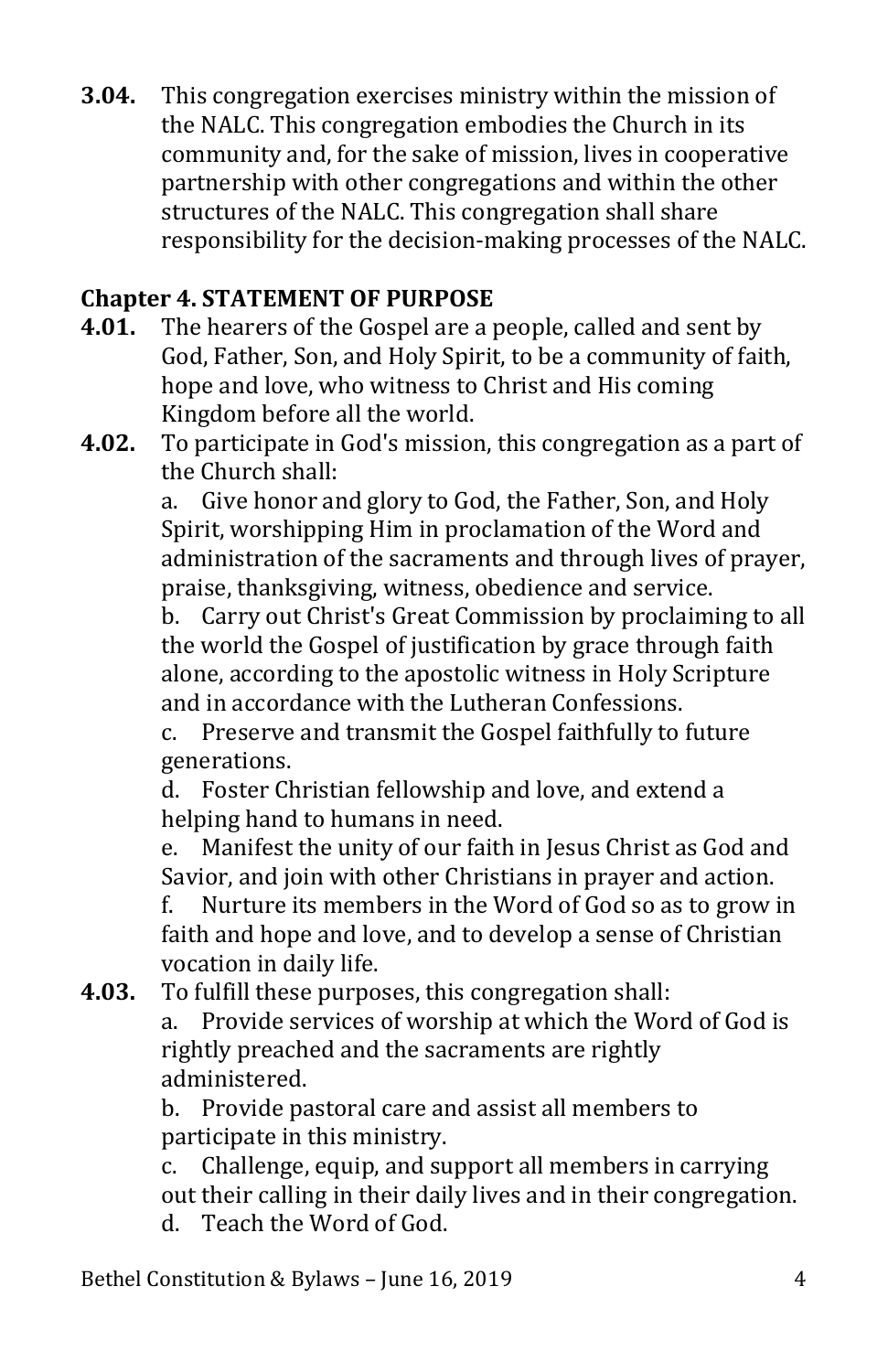**3.04.** This congregation exercises ministry within the mission of the NALC. This congregation embodies the Church in its community and, for the sake of mission, lives in cooperative partnership with other congregations and within the other structures of the NALC. This congregation shall share responsibility for the decision-making processes of the NALC.

## Chapter 4. STATEMENT OF PURPOSE

**4.01.** The hearers of the Gospel are a people, called and sent by God, Father, Son, and Holy Spirit, to be a community of faith, hope and love, who witness to Christ and His coming Kingdom before all the world.

**4.02.** To participate in God's mission, this congregation as a part of the Church shall:

a. Give honor and glory to God, the Father, Son, and Holy Spirit, worshipping Him in proclamation of the Word and administration of the sacraments and through lives of prayer, praise, thanksgiving, witness, obedience and service.

b. Carry out Christ's Great Commission by proclaiming to all the world the Gospel of justification by grace through faith alone, according to the apostolic witness in Holy Scripture and in accordance with the Lutheran Confessions.

c. Preserve and transmit the Gospel faithfully to future generations.

d. Foster Christian fellowship and love, and extend a helping hand to humans in need.

e. Manifest the unity of our faith in Jesus Christ as God and Savior, and join with other Christians in prayer and action.

f. Nurture its members in the Word of God so as to grow in faith and hope and love, and to develop a sense of Christian vocation in daily life.

**4.03.** To fulfill these purposes, this congregation shall:

a. Provide services of worship at which the Word of God is rightly preached and the sacraments are rightly administered.

b. Provide pastoral care and assist all members to participate in this ministry.

c. Challenge, equip, and support all members in carrying out their calling in their daily lives and in their congregation.

d. Teach the Word of God.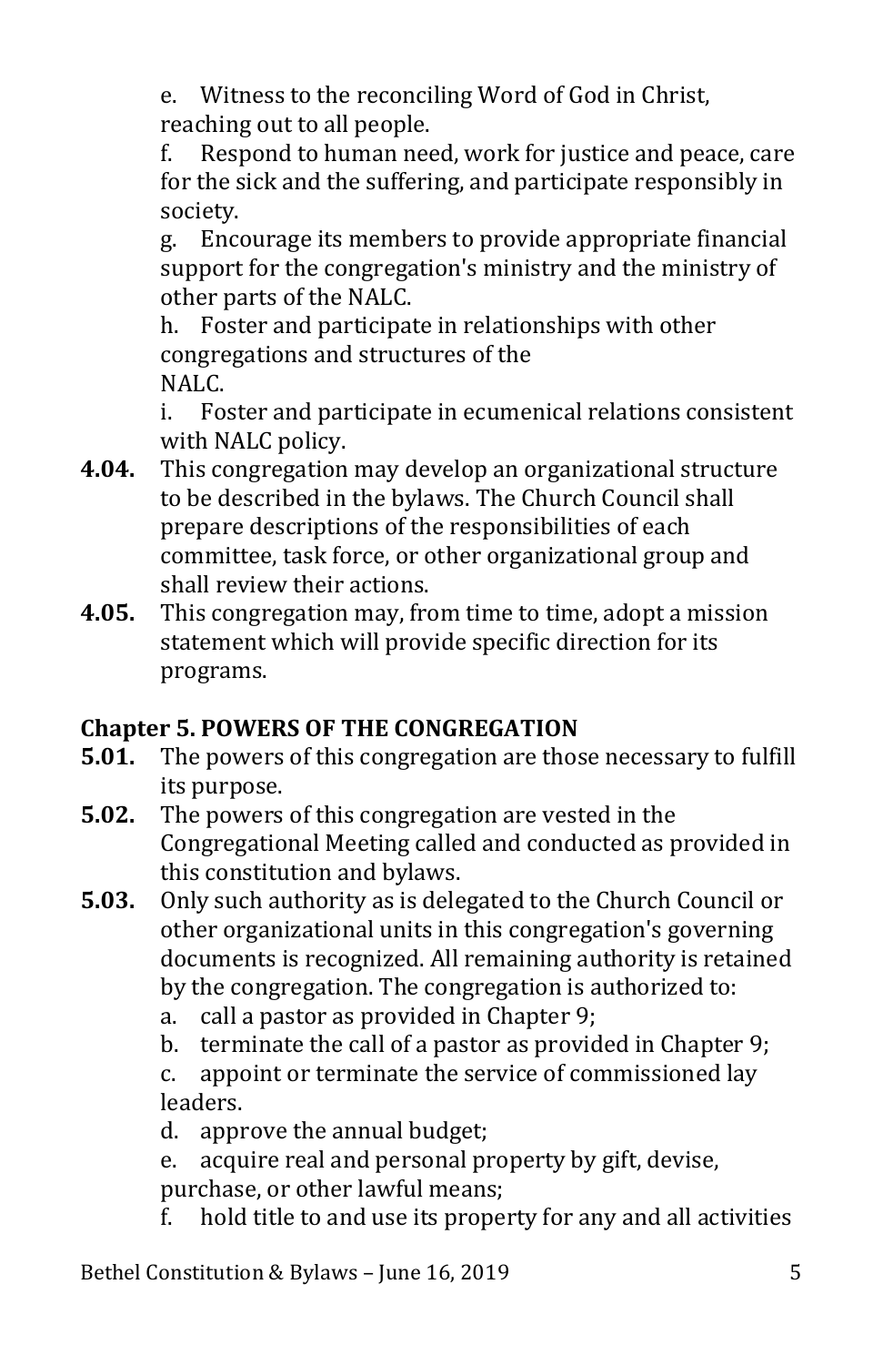e. Witness to the reconciling Word of God in Christ, reaching out to all people.

f. Respond to human need, work for justice and peace, care for the sick and the suffering, and participate responsibly in society.

g. Encourage its members to provide appropriate financial support for the congregation's ministry and the ministry of other parts of the NALC.

h. Foster and participate in relationships with other congregations and structures of the NALC.

i. Foster and participate in ecumenical relations consistent with NALC policy.

**4.04.** This congregation may develop an organizational structure to be described in the bylaws. The Church Council shall prepare descriptions of the responsibilities of each committee, task force, or other organizational group and shall review their actions.

**4.05.** This congregation may, from time to time, adopt a mission statement which will provide specific direction for its programs.

## Chapter 5. POWERS OF THE CONGREGATION

**5.01.** The powers of this congregation are those necessary to fulfill its purpose.

**5.02.** The powers of this congregation are vested in the Congregational Meeting called and conducted as provided in this constitution and bylaws.

**5.03.** Only such authority as is delegated to the Church Council or other organizational units in this congregation's governing documents is recognized. All remaining authority is retained by the congregation. The congregation is authorized to:

a. call a pastor as provided in Chapter 9;

b. terminate the call of a pastor as provided in Chapter 9;

c. appoint or terminate the service of commissioned lay leaders.

d. approve the annual budget;

e. acquire real and personal property by gift, devise, purchase, or other lawful means;

f. hold title to and use its property for any and all activities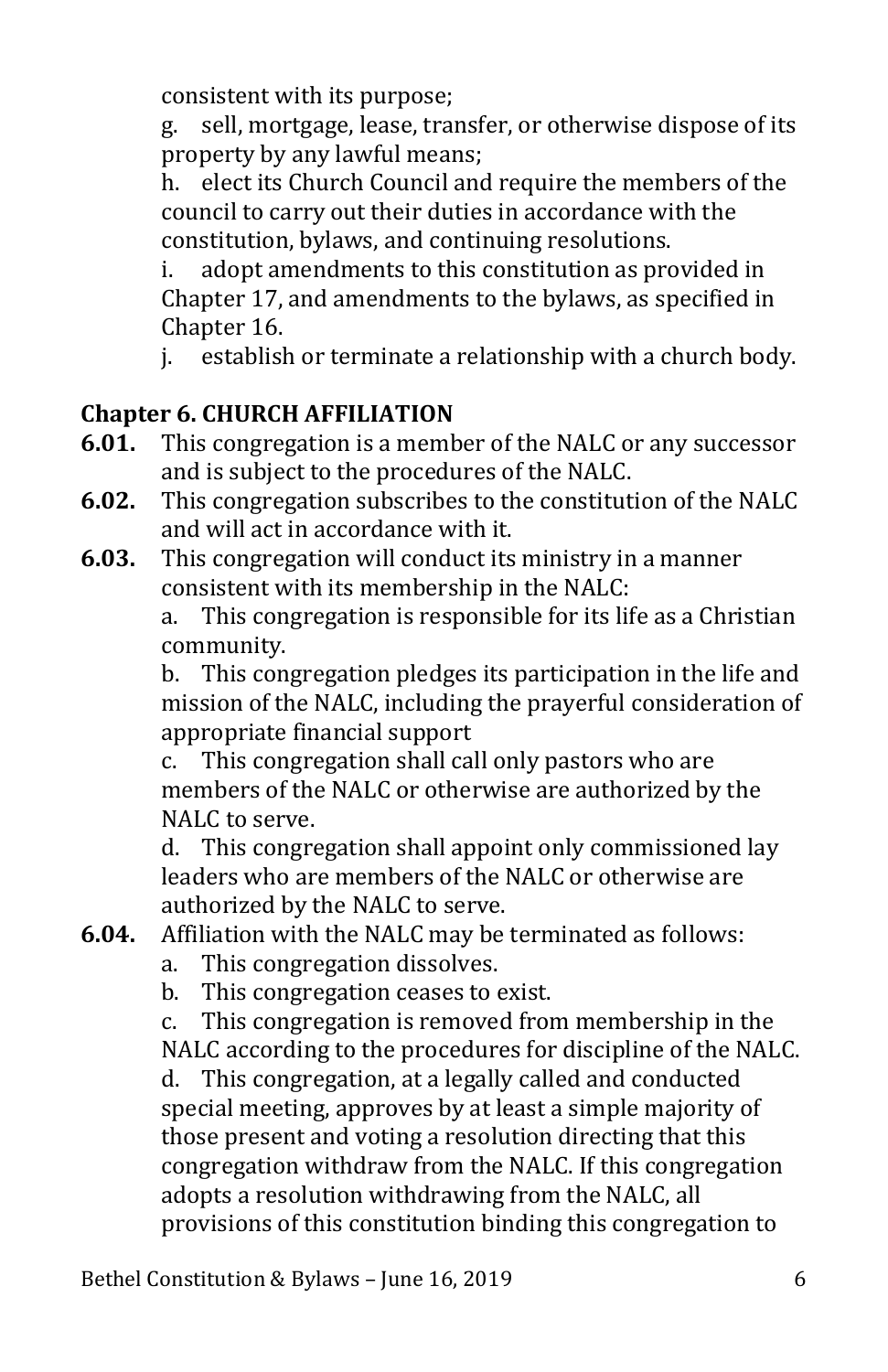consistent with its purpose;

g. sell, mortgage, lease, transfer, or otherwise dispose of its property by any lawful means;

h. elect its Church Council and require the members of the council to carry out their duties in accordance with the constitution, bylaws, and continuing resolutions.

i. adopt amendments to this constitution as provided in Chapter 17, and amendments to the bylaws, as specified in Chapter 16.

j. establish or terminate a relationship with a church body.

## Chapter 6. CHURCH AFFILIATION

**6.01.** This congregation is a member of the NALC or any successor and is subject to the procedures of the NALC.

**6.02.** This congregation subscribes to the constitution of the NALC and will act in accordance with it.

**6.03.** This congregation will conduct its ministry in a manner consistent with its membership in the NALC:

a. This congregation is responsible for its life as a Christian community.

b. This congregation pledges its participation in the life and mission of the NALC, including the prayerful consideration of appropriate financial support

c. This congregation shall call only pastors who are members of the NALC or otherwise are authorized by the NALC to serve.

d. This congregation shall appoint only commissioned lay leaders who are members of the NALC or otherwise are authorized by the NALC to serve.

**6.04.** Affiliation with the NALC may be terminated as follows:

a. This congregation dissolves.

b. This congregation ceases to exist.

c. This congregation is removed from membership in the NALC according to the procedures for discipline of the NALC.

d. This congregation, at a legally called and conducted special meeting, approves by at least a simple majority of those present and voting a resolution directing that this congregation withdraw from the NALC. If this congregation adopts a resolution withdrawing from the NALC, all provisions of this constitution binding this congregation to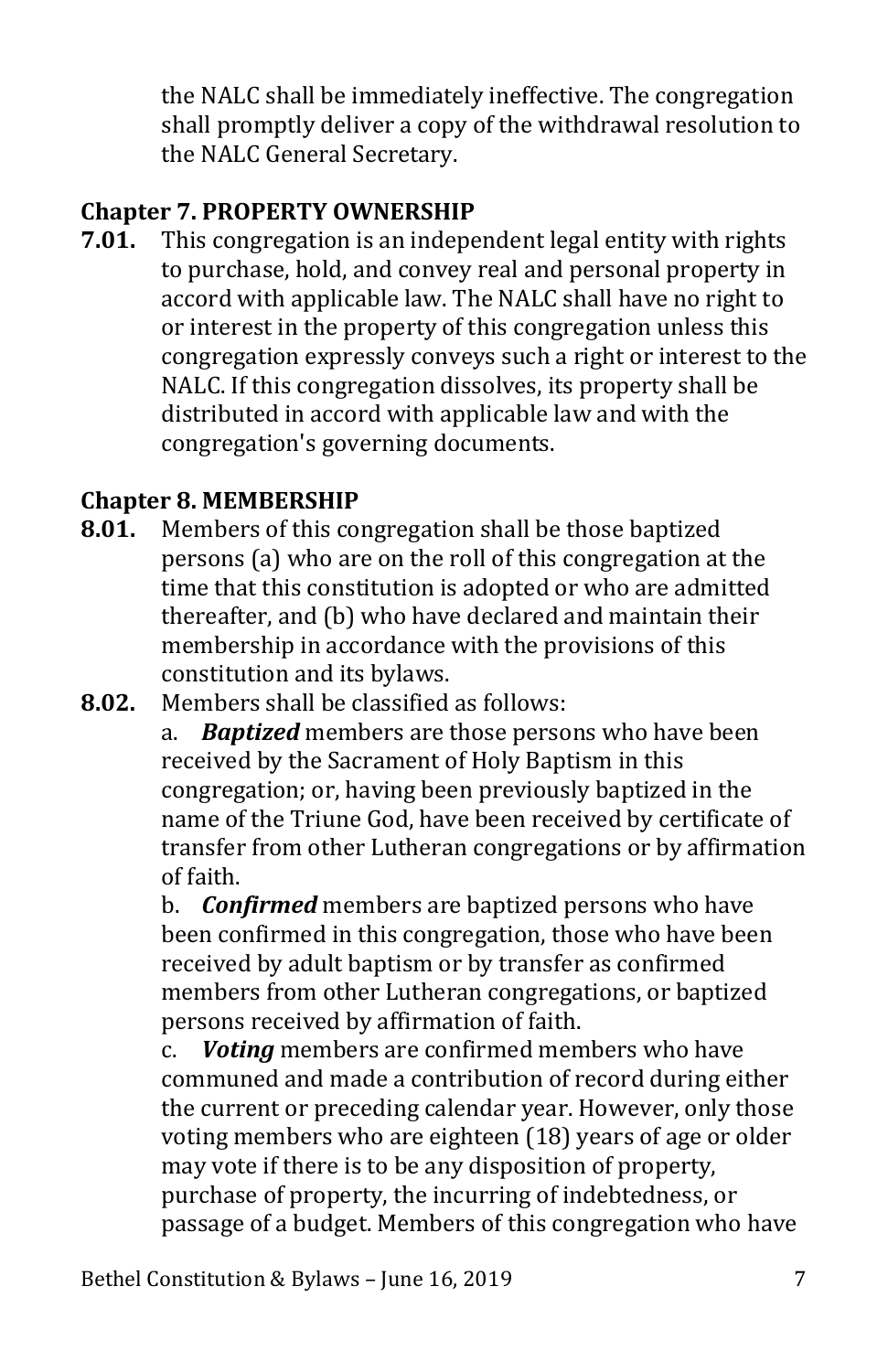the NALC shall be immediately ineffective. The congregation shall promptly deliver a copy of the withdrawal resolution to the NALC General Secretary.

## Chapter 7. PROPERTY OWNERSHIP

**7.01.** This congregation is an independent legal entity with rights to purchase, hold, and convey real and personal property in accord with applicable law. The NALC shall have no right to or interest in the property of this congregation unless this congregation expressly conveys such a right or interest to the NALC. If this congregation dissolves, its property shall be distributed in accord with applicable law and with the congregation's governing documents.

## Chapter 8. MEMBERSHIP

**8.01.** Members of this congregation shall be those baptized persons (a) who are on the roll of this congregation at the time that this constitution is adopted or who are admitted thereafter, and (b) who have declared and maintain their membership in accordance with the provisions of this constitution and its bylaws.

**8.02.** Members shall be classified as follows:

a. ***Baptized*** members are those persons who have been received by the Sacrament of Holy Baptism in this congregation; or, having been previously baptized in the name of the Triune God, have been received by certificate of transfer from other Lutheran congregations or by affirmation of faith.

b. ***Confirmed*** members are baptized persons who have been confirmed in this congregation, those who have been received by adult baptism or by transfer as confirmed members from other Lutheran congregations, or baptized persons received by affirmation of faith.

c. ***Voting*** members are confirmed members who have communed and made a contribution of record during either the current or preceding calendar year. However, only those voting members who are eighteen (18) years of age or older may vote if there is to be any disposition of property, purchase of property, the incurring of indebtedness, or passage of a budget. Members of this congregation who have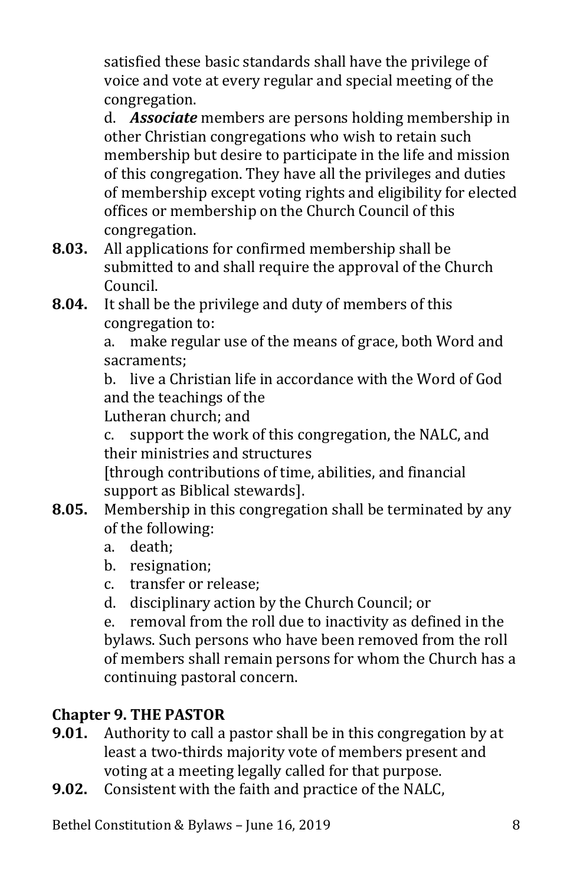satisfied these basic standards shall have the privilege of voice and vote at every regular and special meeting of the congregation.

d. ***Associate*** members are persons holding membership in other Christian congregations who wish to retain such membership but desire to participate in the life and mission of this congregation. They have all the privileges and duties of membership except voting rights and eligibility for elected offices or membership on the Church Council of this congregation.

**8.03.** All applications for confirmed membership shall be submitted to and shall require the approval of the Church Council.

**8.04.** It shall be the privilege and duty of members of this congregation to:

a. make regular use of the means of grace, both Word and sacraments;

b. live a Christian life in accordance with the Word of God and the teachings of the Lutheran church; and

c. support the work of this congregation, the NALC, and their ministries and structures [through contributions of time, abilities, and financial support as Biblical stewards].

**8.05.** Membership in this congregation shall be terminated by any of the following:

a. death;

b. resignation;

c. transfer or release;

d. disciplinary action by the Church Council; or

e. removal from the roll due to inactivity as defined in the bylaws. Such persons who have been removed from the roll of members shall remain persons for whom the Church has a continuing pastoral concern.

## Chapter 9. THE PASTOR

**9.01.** Authority to call a pastor shall be in this congregation by at least a two-thirds majority vote of members present and voting at a meeting legally called for that purpose.

**9.02.** Consistent with the faith and practice of the NALC,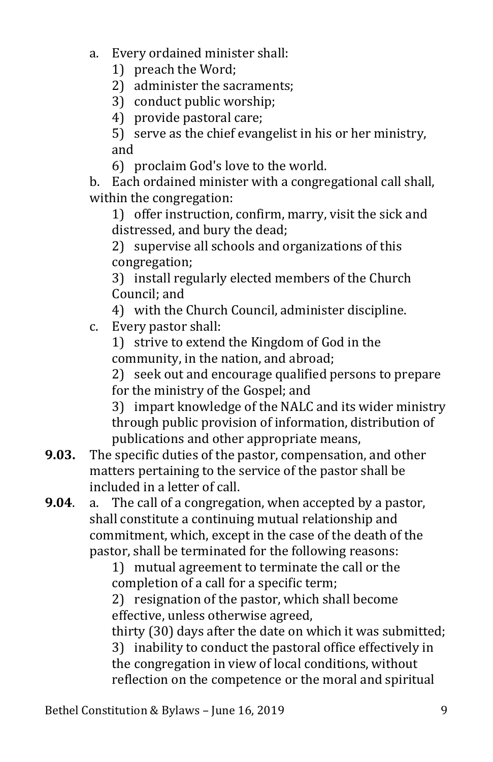a. Every ordained minister shall:

   1) preach the Word;

   2) administer the sacraments;

   3) conduct public worship;

   4) provide pastoral care;

   5) serve as the chief evangelist in his or her ministry, and

   6) proclaim God's love to the world.

b. Each ordained minister with a congregational call shall, within the congregation:

   1) offer instruction, confirm, marry, visit the sick and distressed, and bury the dead;

   2) supervise all schools and organizations of this congregation;

   3) install regularly elected members of the Church Council; and

   4) with the Church Council, administer discipline.

c. Every pastor shall:

   1) strive to extend the Kingdom of God in the community, in the nation, and abroad;

   2) seek out and encourage qualified persons to prepare for the ministry of the Gospel; and

   3) impart knowledge of the NALC and its wider ministry through public provision of information, distribution of publications and other appropriate means,

**9.03.** The specific duties of the pastor, compensation, and other matters pertaining to the service of the pastor shall be included in a letter of call.

**9.04**. a. The call of a congregation, when accepted by a pastor, shall constitute a continuing mutual relationship and commitment, which, except in the case of the death of the pastor, shall be terminated for the following reasons:

   1) mutual agreement to terminate the call or the completion of a call for a specific term;

   2) resignation of the pastor, which shall become effective, unless otherwise agreed, thirty (30) days after the date on which it was submitted;

   3) inability to conduct the pastoral office effectively in the congregation in view of local conditions, without reflection on the competence or the moral and spiritual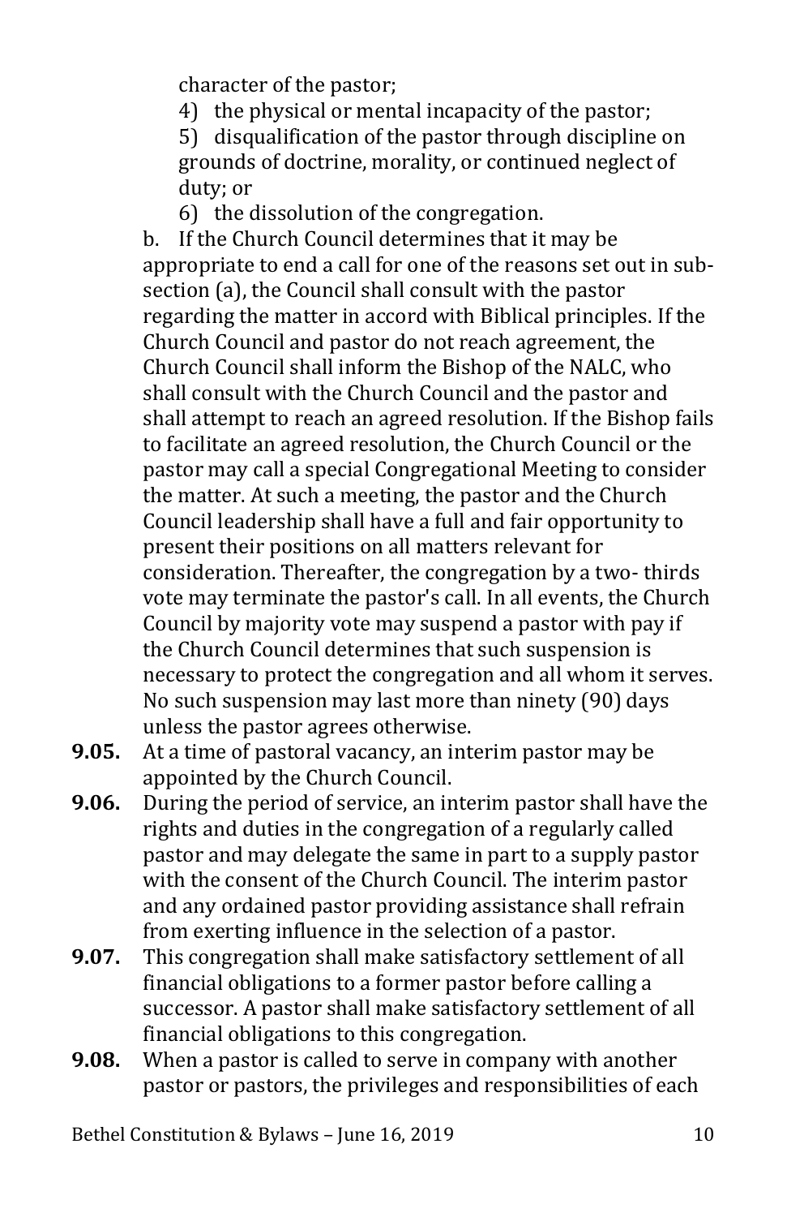character of the pastor;

4) the physical or mental incapacity of the pastor;

5) disqualification of the pastor through discipline on grounds of doctrine, morality, or continued neglect of duty; or

6) the dissolution of the congregation.

b. If the Church Council determines that it may be appropriate to end a call for one of the reasons set out in sub-section (a), the Council shall consult with the pastor regarding the matter in accord with Biblical principles. If the Church Council and pastor do not reach agreement, the Church Council shall inform the Bishop of the NALC, who shall consult with the Church Council and the pastor and shall attempt to reach an agreed resolution. If the Bishop fails to facilitate an agreed resolution, the Church Council or the pastor may call a special Congregational Meeting to consider the matter. At such a meeting, the pastor and the Church Council leadership shall have a full and fair opportunity to present their positions on all matters relevant for consideration. Thereafter, the congregation by a two- thirds vote may terminate the pastor's call. In all events, the Church Council by majority vote may suspend a pastor with pay if the Church Council determines that such suspension is necessary to protect the congregation and all whom it serves. No such suspension may last more than ninety (90) days unless the pastor agrees otherwise.

**9.05.** At a time of pastoral vacancy, an interim pastor may be appointed by the Church Council.

**9.06.** During the period of service, an interim pastor shall have the rights and duties in the congregation of a regularly called pastor and may delegate the same in part to a supply pastor with the consent of the Church Council. The interim pastor and any ordained pastor providing assistance shall refrain from exerting influence in the selection of a pastor.

**9.07.** This congregation shall make satisfactory settlement of all financial obligations to a former pastor before calling a successor. A pastor shall make satisfactory settlement of all financial obligations to this congregation.

**9.08.** When a pastor is called to serve in company with another pastor or pastors, the privileges and responsibilities of each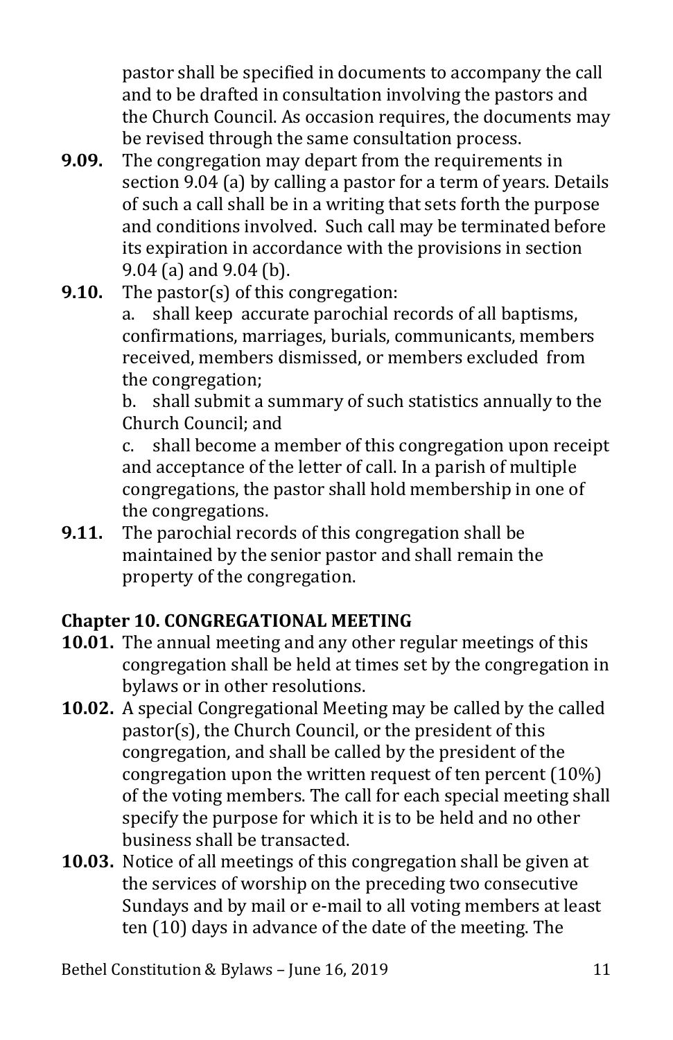pastor shall be specified in documents to accompany the call and to be drafted in consultation involving the pastors and the Church Council. As occasion requires, the documents may be revised through the same consultation process.

**9.09.** The congregation may depart from the requirements in section 9.04 (a) by calling a pastor for a term of years. Details of such a call shall be in a writing that sets forth the purpose and conditions involved. Such call may be terminated before its expiration in accordance with the provisions in section 9.04 (a) and 9.04 (b).

**9.10.** The pastor(s) of this congregation:

a. shall keep accurate parochial records of all baptisms, confirmations, marriages, burials, communicants, members received, members dismissed, or members excluded from the congregation;

b. shall submit a summary of such statistics annually to the Church Council; and

c. shall become a member of this congregation upon receipt and acceptance of the letter of call. In a parish of multiple congregations, the pastor shall hold membership in one of the congregations.

**9.11.** The parochial records of this congregation shall be maintained by the senior pastor and shall remain the property of the congregation.

## Chapter 10. CONGREGATIONAL MEETING

**10.01.** The annual meeting and any other regular meetings of this congregation shall be held at times set by the congregation in bylaws or in other resolutions.

**10.02.** A special Congregational Meeting may be called by the called pastor(s), the Church Council, or the president of this congregation, and shall be called by the president of the congregation upon the written request of ten percent (10%) of the voting members. The call for each special meeting shall specify the purpose for which it is to be held and no other business shall be transacted.

**10.03.** Notice of all meetings of this congregation shall be given at the services of worship on the preceding two consecutive Sundays and by mail or e-mail to all voting members at least ten (10) days in advance of the date of the meeting. The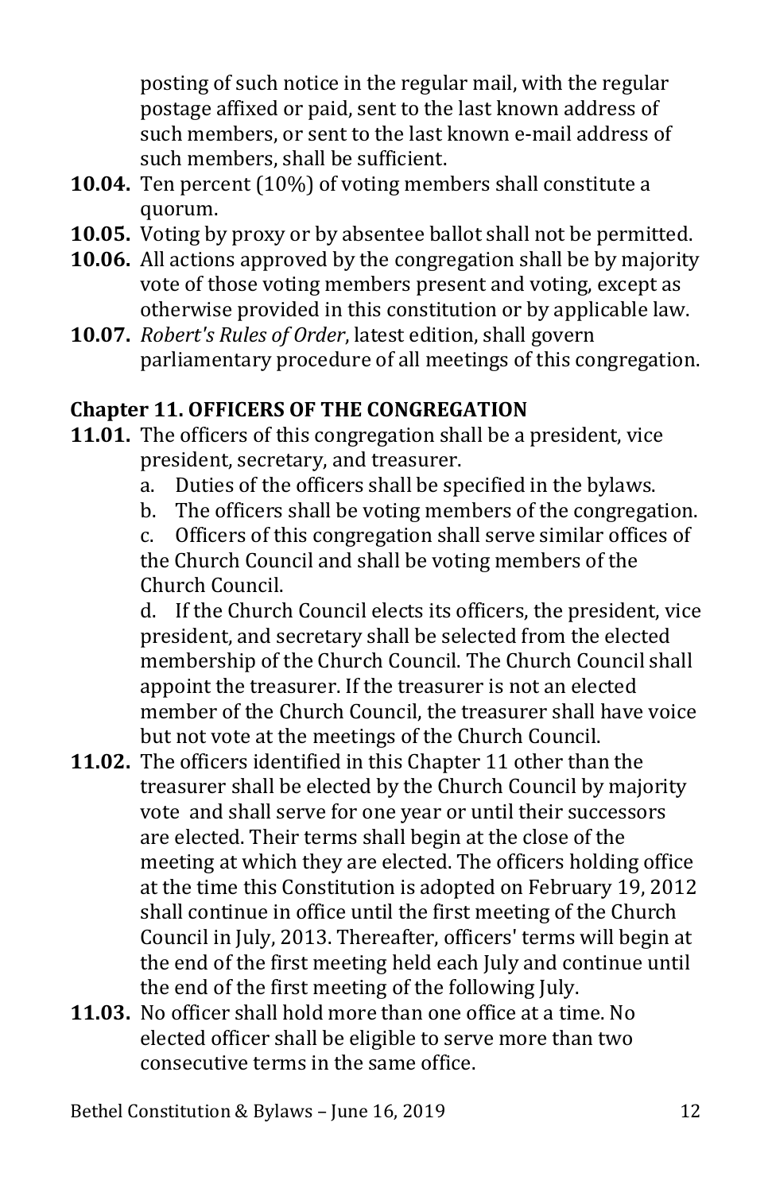posting of such notice in the regular mail, with the regular postage affixed or paid, sent to the last known address of such members, or sent to the last known e-mail address of such members, shall be sufficient.

**10.04.** Ten percent (10%) of voting members shall constitute a quorum.

**10.05.** Voting by proxy or by absentee ballot shall not be permitted.

**10.06.** All actions approved by the congregation shall be by majority vote of those voting members present and voting, except as otherwise provided in this constitution or by applicable law.

**10.07.** *Robert's Rules of Order*, latest edition, shall govern parliamentary procedure of all meetings of this congregation.

## Chapter 11. OFFICERS OF THE CONGREGATION

**11.01.** The officers of this congregation shall be a president, vice president, secretary, and treasurer.

a. Duties of the officers shall be specified in the bylaws.

b. The officers shall be voting members of the congregation.

c. Officers of this congregation shall serve similar offices of the Church Council and shall be voting members of the Church Council.

d. If the Church Council elects its officers, the president, vice president, and secretary shall be selected from the elected membership of the Church Council. The Church Council shall appoint the treasurer. If the treasurer is not an elected member of the Church Council, the treasurer shall have voice but not vote at the meetings of the Church Council.

**11.02.** The officers identified in this Chapter 11 other than the treasurer shall be elected by the Church Council by majority vote and shall serve for one year or until their successors are elected. Their terms shall begin at the close of the meeting at which they are elected. The officers holding office at the time this Constitution is adopted on February 19, 2012 shall continue in office until the first meeting of the Church Council in July, 2013. Thereafter, officers' terms will begin at the end of the first meeting held each July and continue until the end of the first meeting of the following July.

**11.03.** No officer shall hold more than one office at a time. No elected officer shall be eligible to serve more than two consecutive terms in the same office.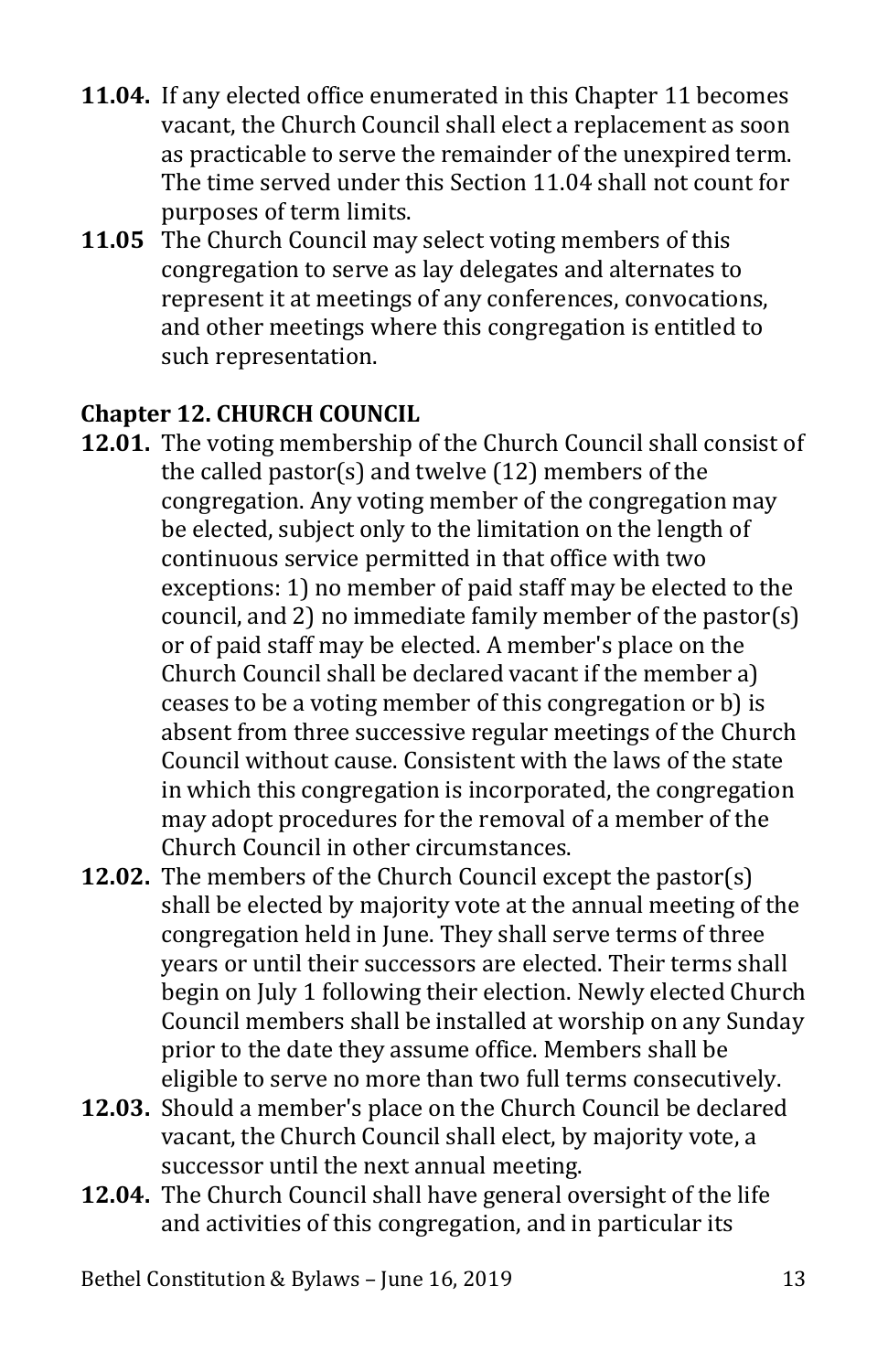**11.04.** If any elected office enumerated in this Chapter 11 becomes vacant, the Church Council shall elect a replacement as soon as practicable to serve the remainder of the unexpired term. The time served under this Section 11.04 shall not count for purposes of term limits.

**11.05** The Church Council may select voting members of this congregation to serve as lay delegates and alternates to represent it at meetings of any conferences, convocations, and other meetings where this congregation is entitled to such representation.

## Chapter 12. CHURCH COUNCIL

**12.01.** The voting membership of the Church Council shall consist of the called pastor(s) and twelve (12) members of the congregation. Any voting member of the congregation may be elected, subject only to the limitation on the length of continuous service permitted in that office with two exceptions: 1) no member of paid staff may be elected to the council, and 2) no immediate family member of the pastor(s) or of paid staff may be elected. A member's place on the Church Council shall be declared vacant if the member a) ceases to be a voting member of this congregation or b) is absent from three successive regular meetings of the Church Council without cause. Consistent with the laws of the state in which this congregation is incorporated, the congregation may adopt procedures for the removal of a member of the Church Council in other circumstances.

**12.02.** The members of the Church Council except the pastor(s) shall be elected by majority vote at the annual meeting of the congregation held in June. They shall serve terms of three years or until their successors are elected. Their terms shall begin on July 1 following their election. Newly elected Church Council members shall be installed at worship on any Sunday prior to the date they assume office. Members shall be eligible to serve no more than two full terms consecutively.

**12.03.** Should a member's place on the Church Council be declared vacant, the Church Council shall elect, by majority vote, a successor until the next annual meeting.

**12.04.** The Church Council shall have general oversight of the life and activities of this congregation, and in particular its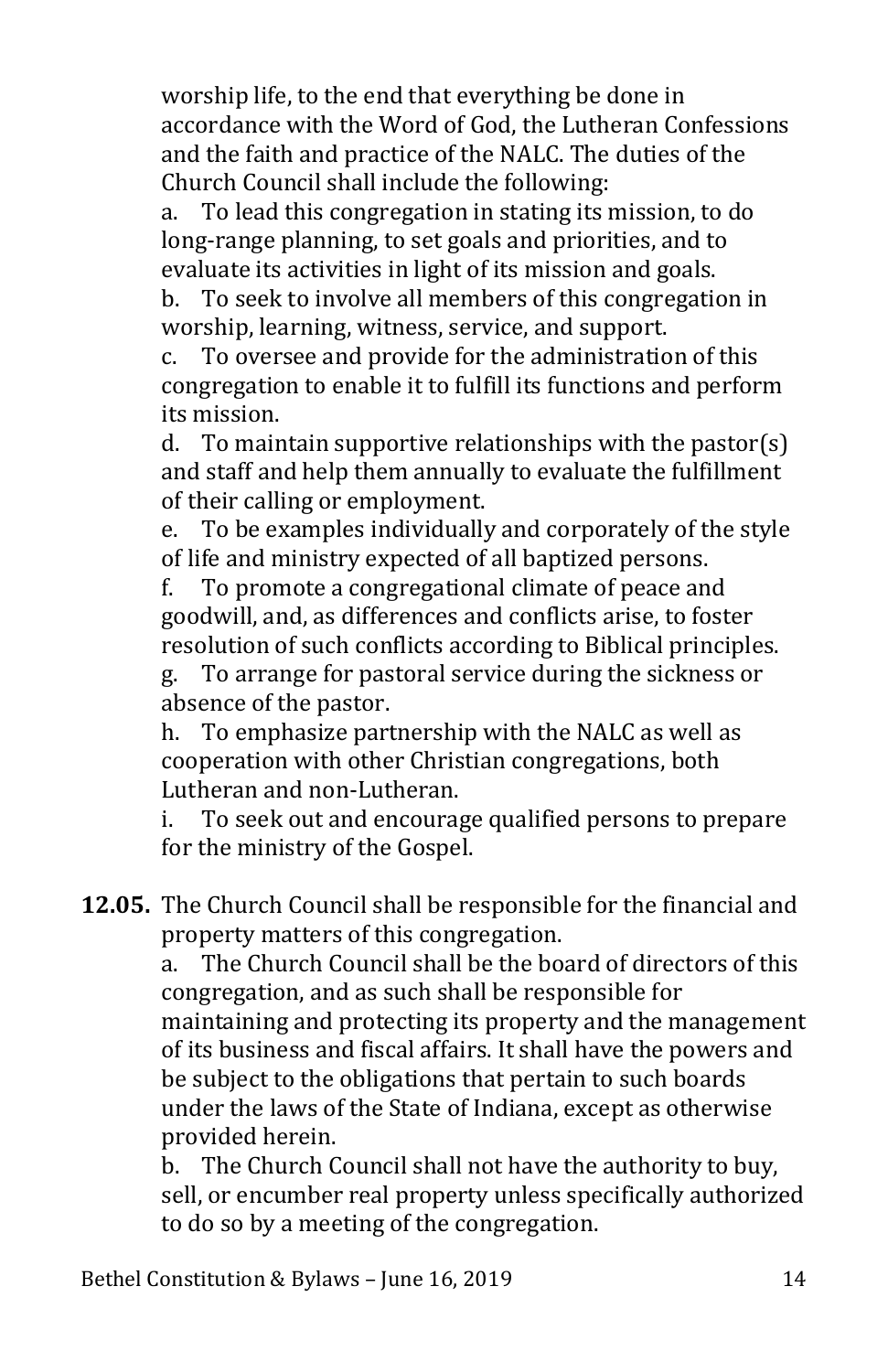worship life, to the end that everything be done in accordance with the Word of God, the Lutheran Confessions and the faith and practice of the NALC. The duties of the Church Council shall include the following:

a. To lead this congregation in stating its mission, to do long-range planning, to set goals and priorities, and to evaluate its activities in light of its mission and goals.

b. To seek to involve all members of this congregation in worship, learning, witness, service, and support.

c. To oversee and provide for the administration of this congregation to enable it to fulfill its functions and perform its mission.

d. To maintain supportive relationships with the pastor(s) and staff and help them annually to evaluate the fulfillment of their calling or employment.

e. To be examples individually and corporately of the style of life and ministry expected of all baptized persons.

f. To promote a congregational climate of peace and goodwill, and, as differences and conflicts arise, to foster resolution of such conflicts according to Biblical principles.

g. To arrange for pastoral service during the sickness or absence of the pastor.

h. To emphasize partnership with the NALC as well as cooperation with other Christian congregations, both Lutheran and non-Lutheran.

i. To seek out and encourage qualified persons to prepare for the ministry of the Gospel.

**12.05.** The Church Council shall be responsible for the financial and property matters of this congregation.

a. The Church Council shall be the board of directors of this congregation, and as such shall be responsible for maintaining and protecting its property and the management of its business and fiscal affairs. It shall have the powers and be subject to the obligations that pertain to such boards under the laws of the State of Indiana, except as otherwise provided herein.

b. The Church Council shall not have the authority to buy, sell, or encumber real property unless specifically authorized to do so by a meeting of the congregation.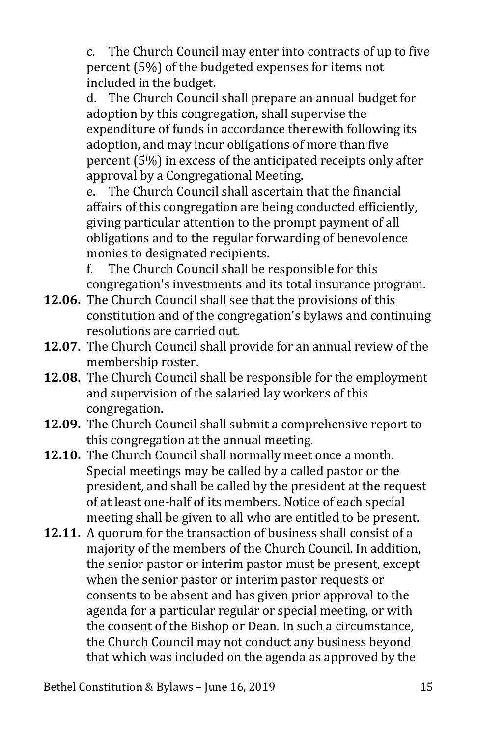c. The Church Council may enter into contracts of up to five percent (5%) of the budgeted expenses for items not included in the budget.

d. The Church Council shall prepare an annual budget for adoption by this congregation, shall supervise the expenditure of funds in accordance therewith following its adoption, and may incur obligations of more than five percent (5%) in excess of the anticipated receipts only after approval by a Congregational Meeting.

e. The Church Council shall ascertain that the financial affairs of this congregation are being conducted efficiently, giving particular attention to the prompt payment of all obligations and to the regular forwarding of benevolence monies to designated recipients.

f. The Church Council shall be responsible for this congregation's investments and its total insurance program.

**12.06.** The Church Council shall see that the provisions of this constitution and of the congregation's bylaws and continuing resolutions are carried out.

**12.07.** The Church Council shall provide for an annual review of the membership roster.

**12.08.** The Church Council shall be responsible for the employment and supervision of the salaried lay workers of this congregation.

**12.09.** The Church Council shall submit a comprehensive report to this congregation at the annual meeting.

**12.10.** The Church Council shall normally meet once a month. Special meetings may be called by a called pastor or the president, and shall be called by the president at the request of at least one-half of its members. Notice of each special meeting shall be given to all who are entitled to be present.

**12.11.** A quorum for the transaction of business shall consist of a majority of the members of the Church Council. In addition, the senior pastor or interim pastor must be present, except when the senior pastor or interim pastor requests or consents to be absent and has given prior approval to the agenda for a particular regular or special meeting, or with the consent of the Bishop or Dean. In such a circumstance, the Church Council may not conduct any business beyond that which was included on the agenda as approved by the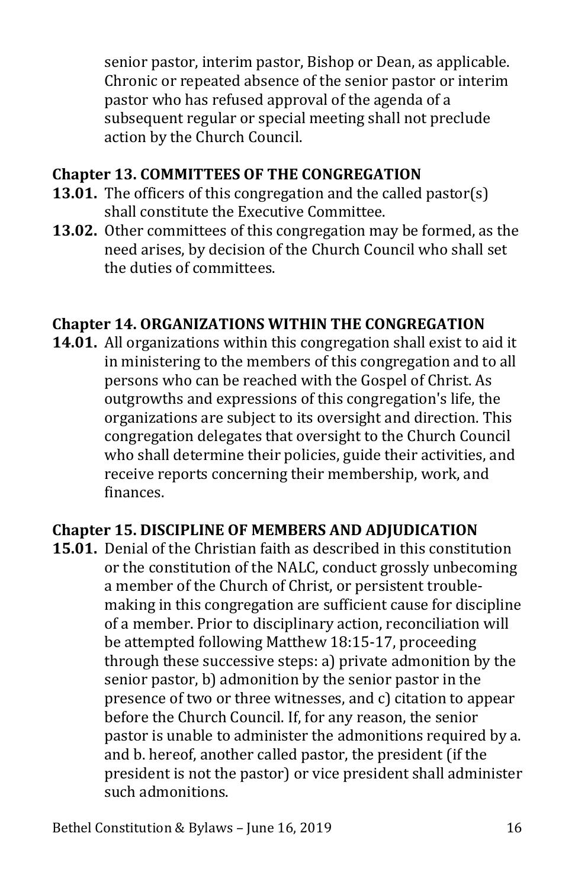senior pastor, interim pastor, Bishop or Dean, as applicable. Chronic or repeated absence of the senior pastor or interim pastor who has refused approval of the agenda of a subsequent regular or special meeting shall not preclude action by the Church Council.

## Chapter 13. COMMITTEES OF THE CONGREGATION

**13.01.** The officers of this congregation and the called pastor(s) shall constitute the Executive Committee.

**13.02.** Other committees of this congregation may be formed, as the need arises, by decision of the Church Council who shall set the duties of committees.

## Chapter 14. ORGANIZATIONS WITHIN THE CONGREGATION

**14.01.** All organizations within this congregation shall exist to aid it in ministering to the members of this congregation and to all persons who can be reached with the Gospel of Christ. As outgrowths and expressions of this congregation's life, the organizations are subject to its oversight and direction. This congregation delegates that oversight to the Church Council who shall determine their policies, guide their activities, and receive reports concerning their membership, work, and finances.

## Chapter 15. DISCIPLINE OF MEMBERS AND ADJUDICATION

**15.01.** Denial of the Christian faith as described in this constitution or the constitution of the NALC, conduct grossly unbecoming a member of the Church of Christ, or persistent trouble-making in this congregation are sufficient cause for discipline of a member. Prior to disciplinary action, reconciliation will be attempted following Matthew 18:15-17, proceeding through these successive steps: a) private admonition by the senior pastor, b) admonition by the senior pastor in the presence of two or three witnesses, and c) citation to appear before the Church Council. If, for any reason, the senior pastor is unable to administer the admonitions required by a. and b. hereof, another called pastor, the president (if the president is not the pastor) or vice president shall administer such admonitions.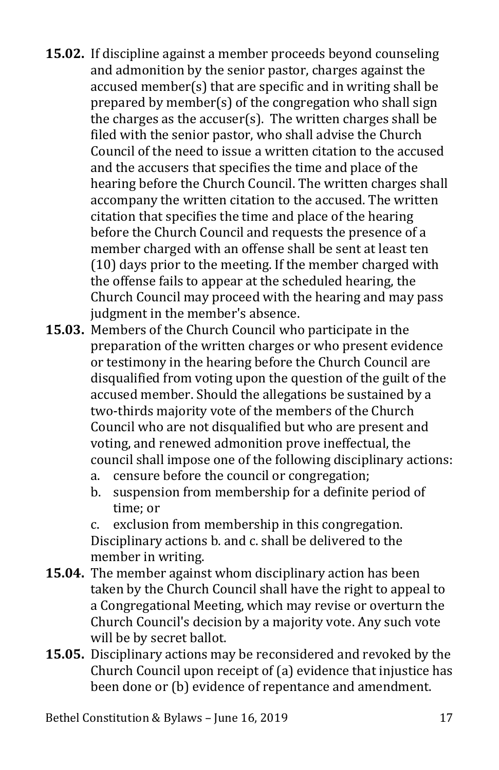**15.02.** If discipline against a member proceeds beyond counseling and admonition by the senior pastor, charges against the accused member(s) that are specific and in writing shall be prepared by member(s) of the congregation who shall sign the charges as the accuser(s). The written charges shall be filed with the senior pastor, who shall advise the Church Council of the need to issue a written citation to the accused and the accusers that specifies the time and place of the hearing before the Church Council. The written charges shall accompany the written citation to the accused. The written citation that specifies the time and place of the hearing before the Church Council and requests the presence of a member charged with an offense shall be sent at least ten (10) days prior to the meeting. If the member charged with the offense fails to appear at the scheduled hearing, the Church Council may proceed with the hearing and may pass judgment in the member's absence.

**15.03.** Members of the Church Council who participate in the preparation of the written charges or who present evidence or testimony in the hearing before the Church Council are disqualified from voting upon the question of the guilt of the accused member. Should the allegations be sustained by a two-thirds majority vote of the members of the Church Council who are not disqualified but who are present and voting, and renewed admonition prove ineffectual, the council shall impose one of the following disciplinary actions:

a. censure before the council or congregation;
b. suspension from membership for a definite period of time; or
c. exclusion from membership in this congregation.

Disciplinary actions b. and c. shall be delivered to the member in writing.

**15.04.** The member against whom disciplinary action has been taken by the Church Council shall have the right to appeal to a Congregational Meeting, which may revise or overturn the Church Council's decision by a majority vote. Any such vote will be by secret ballot.

**15.05.** Disciplinary actions may be reconsidered and revoked by the Church Council upon receipt of (a) evidence that injustice has been done or (b) evidence of repentance and amendment.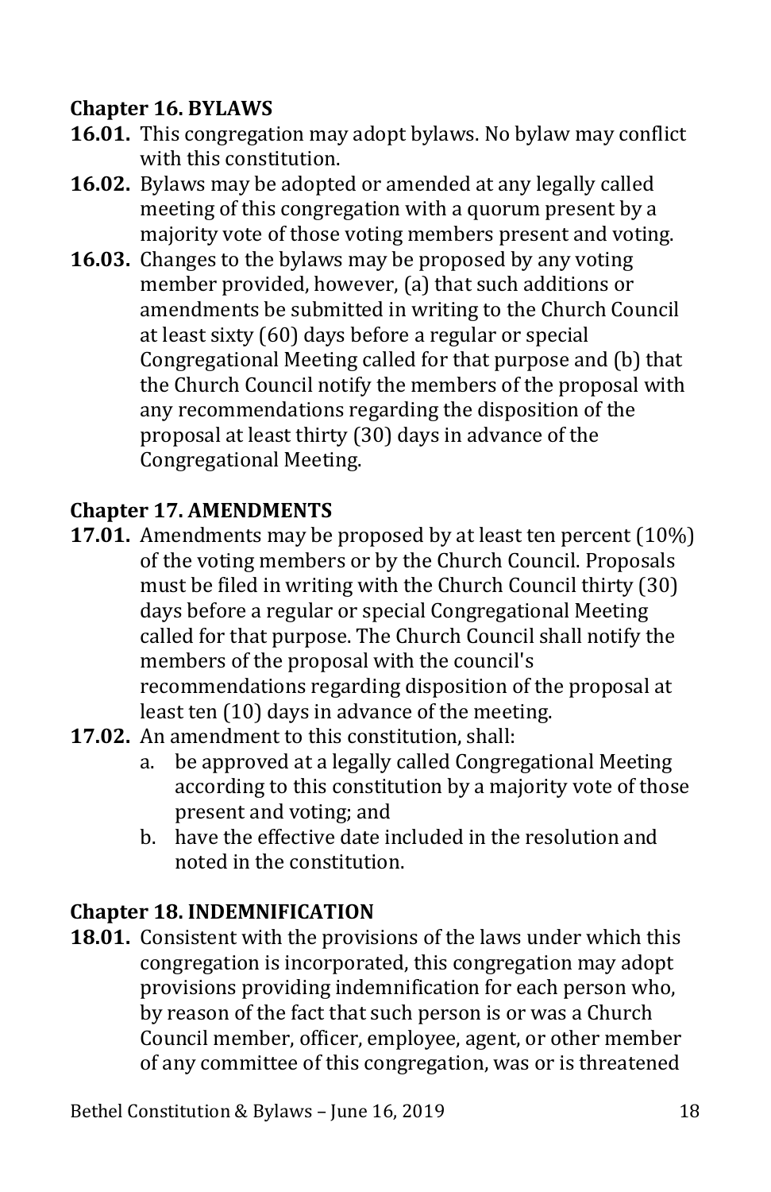## Chapter 16. BYLAWS

**16.01.** This congregation may adopt bylaws. No bylaw may conflict with this constitution.

**16.02.** Bylaws may be adopted or amended at any legally called meeting of this congregation with a quorum present by a majority vote of those voting members present and voting.

**16.03.** Changes to the bylaws may be proposed by any voting member provided, however, (a) that such additions or amendments be submitted in writing to the Church Council at least sixty (60) days before a regular or special Congregational Meeting called for that purpose and (b) that the Church Council notify the members of the proposal with any recommendations regarding the disposition of the proposal at least thirty (30) days in advance of the Congregational Meeting.

## Chapter 17. AMENDMENTS

**17.01.** Amendments may be proposed by at least ten percent (10%) of the voting members or by the Church Council. Proposals must be filed in writing with the Church Council thirty (30) days before a regular or special Congregational Meeting called for that purpose. The Church Council shall notify the members of the proposal with the council's recommendations regarding disposition of the proposal at least ten (10) days in advance of the meeting.

**17.02.** An amendment to this constitution, shall:

a. be approved at a legally called Congregational Meeting according to this constitution by a majority vote of those present and voting; and
b. have the effective date included in the resolution and noted in the constitution.

## Chapter 18. INDEMNIFICATION

**18.01.** Consistent with the provisions of the laws under which this congregation is incorporated, this congregation may adopt provisions providing indemnification for each person who, by reason of the fact that such person is or was a Church Council member, officer, employee, agent, or other member of any committee of this congregation, was or is threatened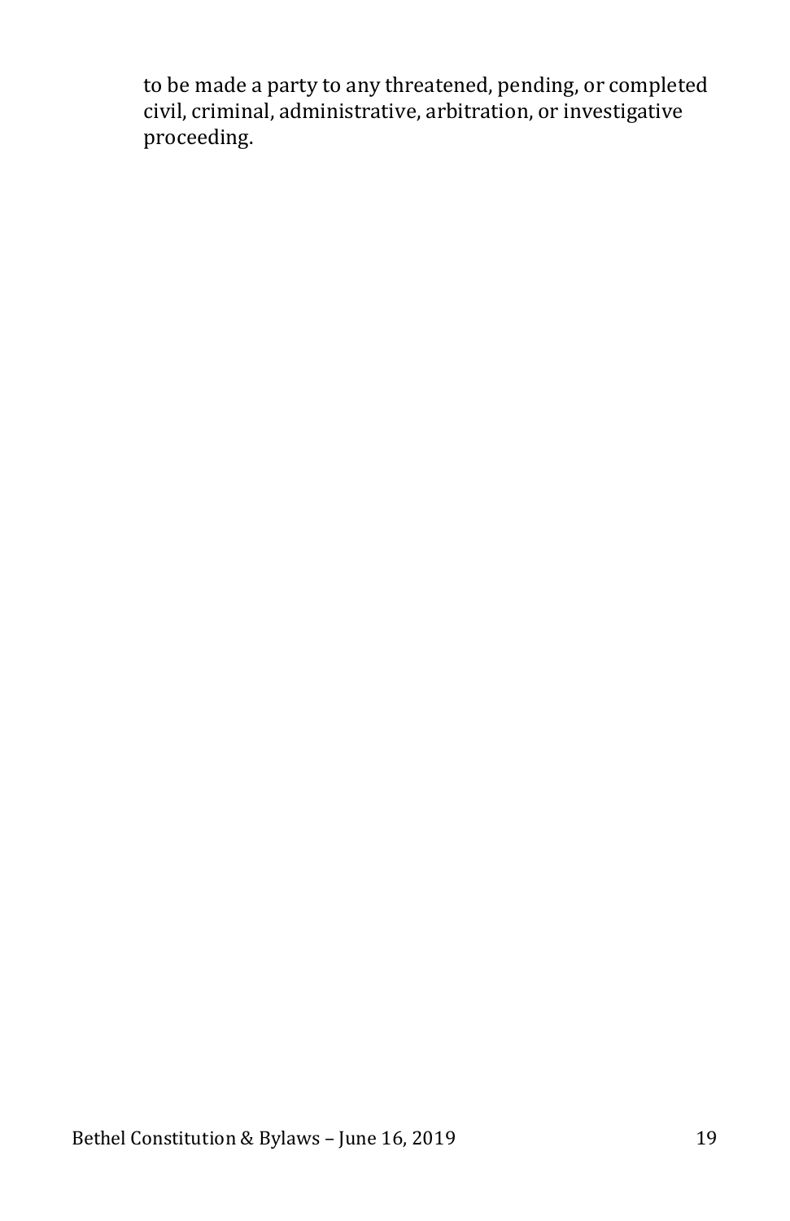to be made a party to any threatened, pending, or completed civil, criminal, administrative, arbitration, or investigative proceeding.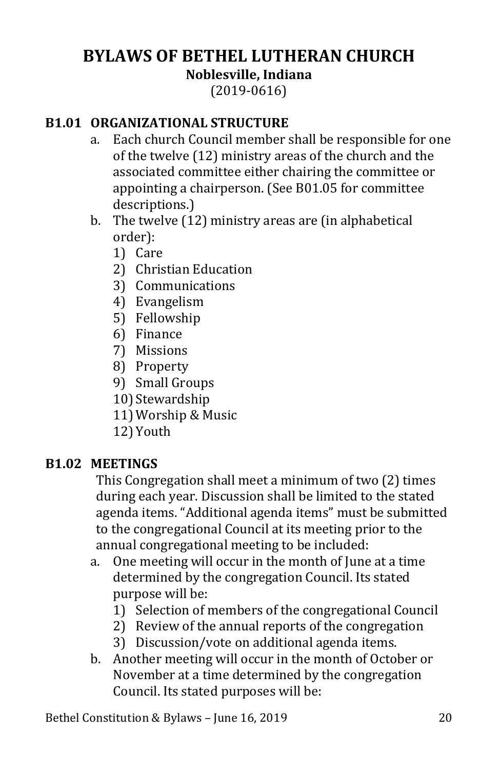# BYLAWS OF BETHEL LUTHERAN CHURCH

**Noblesville, Indiana**

(2019-0616)

## B1.01 ORGANIZATIONAL STRUCTURE

a. Each church Council member shall be responsible for one of the twelve (12) ministry areas of the church and the associated committee either chairing the committee or appointing a chairperson. (See B01.05 for committee descriptions.)

b. The twelve (12) ministry areas are (in alphabetical order):
   1) Care
   2) Christian Education
   3) Communications
   4) Evangelism
   5) Fellowship
   6) Finance
   7) Missions
   8) Property
   9) Small Groups
   10) Stewardship
   11) Worship & Music
   12) Youth

## B1.02 MEETINGS

This Congregation shall meet a minimum of two (2) times during each year. Discussion shall be limited to the stated agenda items. "Additional agenda items" must be submitted to the congregational Council at its meeting prior to the annual congregational meeting to be included:

a. One meeting will occur in the month of June at a time determined by the congregation Council. Its stated purpose will be:
   1) Selection of members of the congregational Council
   2) Review of the annual reports of the congregation
   3) Discussion/vote on additional agenda items.

b. Another meeting will occur in the month of October or November at a time determined by the congregation Council. Its stated purposes will be: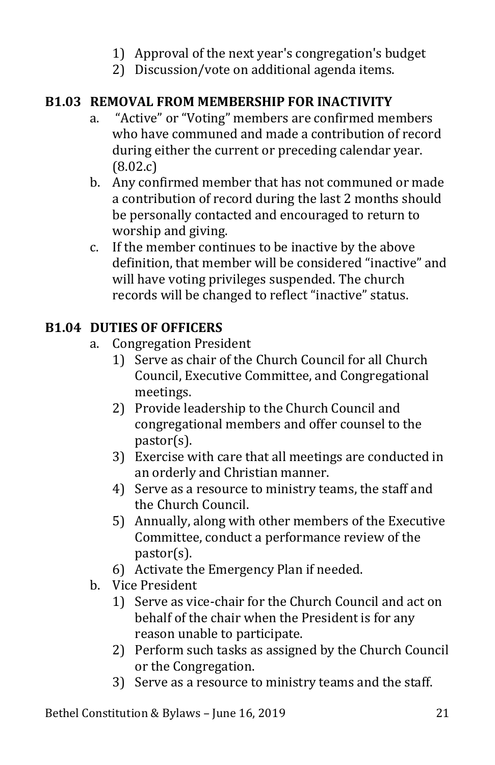1) Approval of the next year's congregation's budget
2) Discussion/vote on additional agenda items.

## B1.03 REMOVAL FROM MEMBERSHIP FOR INACTIVITY

a. "Active" or "Voting" members are confirmed members who have communed and made a contribution of record during either the current or preceding calendar year. (8.02.c)

b. Any confirmed member that has not communed or made a contribution of record during the last 2 months should be personally contacted and encouraged to return to worship and giving.

c. If the member continues to be inactive by the above definition, that member will be considered "inactive" and will have voting privileges suspended. The church records will be changed to reflect "inactive" status.

## B1.04 DUTIES OF OFFICERS

a. Congregation President
   1) Serve as chair of the Church Council for all Church Council, Executive Committee, and Congregational meetings.
   2) Provide leadership to the Church Council and congregational members and offer counsel to the pastor(s).
   3) Exercise with care that all meetings are conducted in an orderly and Christian manner.
   4) Serve as a resource to ministry teams, the staff and the Church Council.
   5) Annually, along with other members of the Executive Committee, conduct a performance review of the pastor(s).
   6) Activate the Emergency Plan if needed.

b. Vice President
   1) Serve as vice-chair for the Church Council and act on behalf of the chair when the President is for any reason unable to participate.
   2) Perform such tasks as assigned by the Church Council or the Congregation.
   3) Serve as a resource to ministry teams and the staff.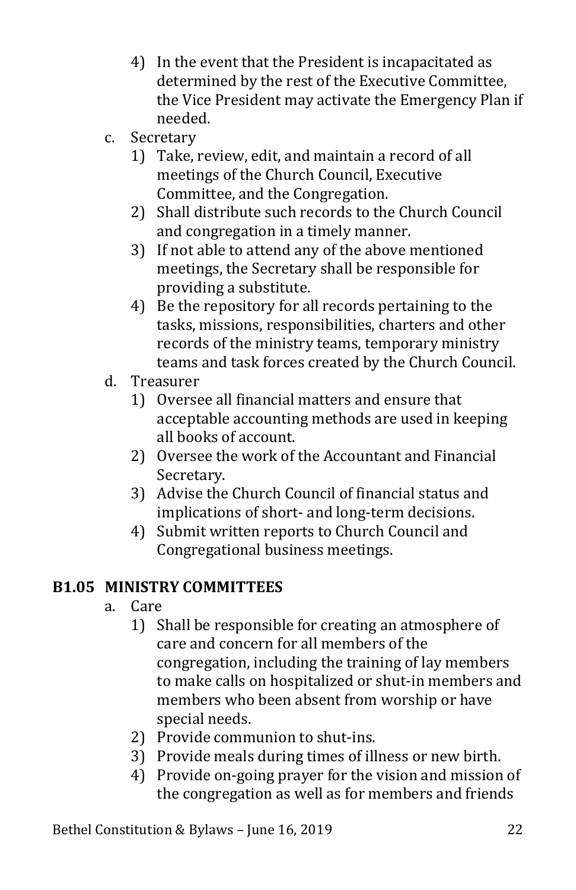4) In the event that the President is incapacitated as determined by the rest of the Executive Committee, the Vice President may activate the Emergency Plan if needed.

c. Secretary
   1) Take, review, edit, and maintain a record of all meetings of the Church Council, Executive Committee, and the Congregation.
   2) Shall distribute such records to the Church Council and congregation in a timely manner.
   3) If not able to attend any of the above mentioned meetings, the Secretary shall be responsible for providing a substitute.
   4) Be the repository for all records pertaining to the tasks, missions, responsibilities, charters and other records of the ministry teams, temporary ministry teams and task forces created by the Church Council.

d. Treasurer
   1) Oversee all financial matters and ensure that acceptable accounting methods are used in keeping all books of account.
   2) Oversee the work of the Accountant and Financial Secretary.
   3) Advise the Church Council of financial status and implications of short- and long-term decisions.
   4) Submit written reports to Church Council and Congregational business meetings.

### B1.05 MINISTRY COMMITTEES

a. Care
   1) Shall be responsible for creating an atmosphere of care and concern for all members of the congregation, including the training of lay members to make calls on hospitalized or shut-in members and members who been absent from worship or have special needs.
   2) Provide communion to shut-ins.
   3) Provide meals during times of illness or new birth.
   4) Provide on-going prayer for the vision and mission of the congregation as well as for members and friends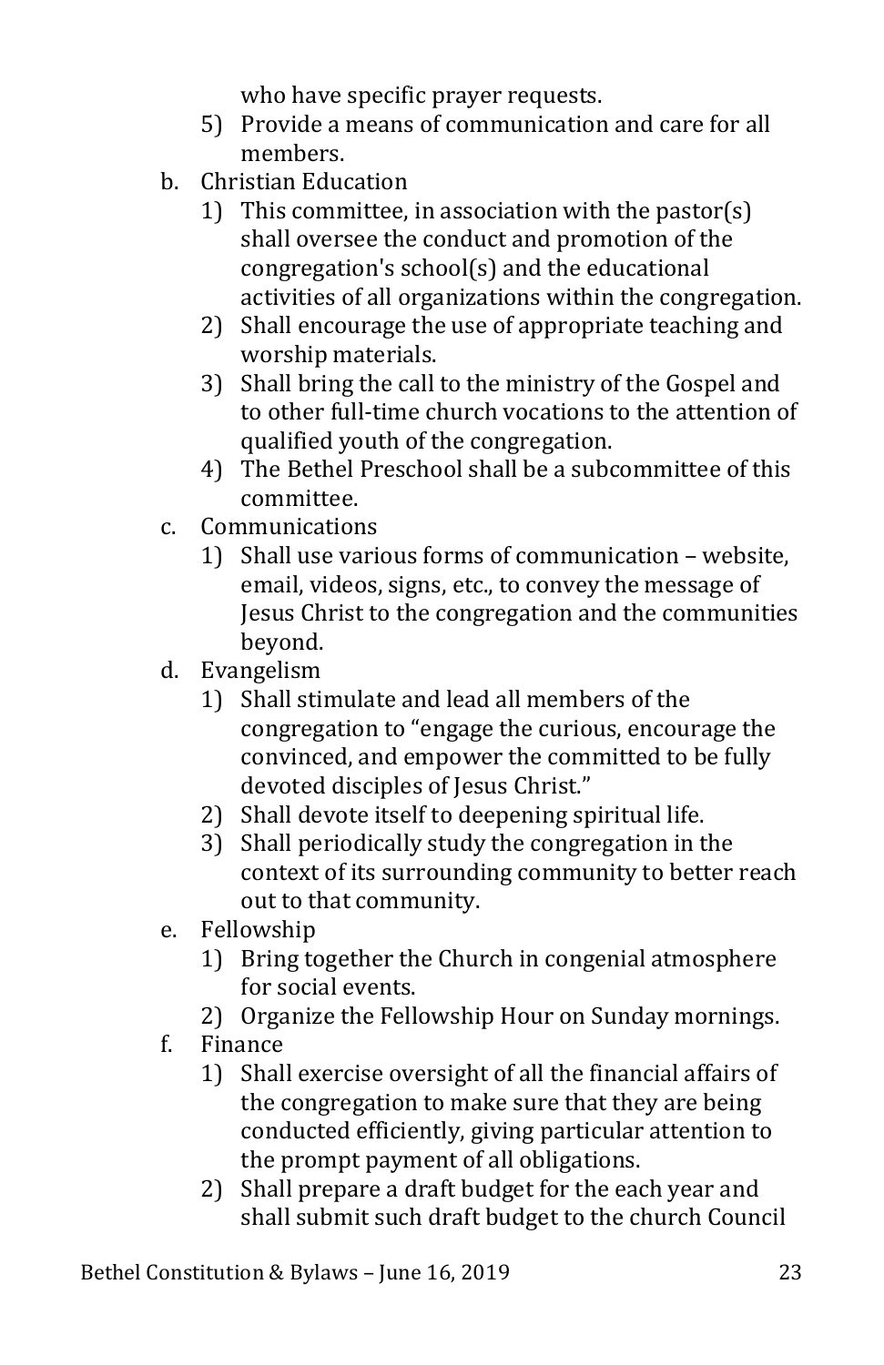who have specific prayer requests.

5) Provide a means of communication and care for all members.

b. Christian Education
   1) This committee, in association with the pastor(s) shall oversee the conduct and promotion of the congregation's school(s) and the educational activities of all organizations within the congregation.
   2) Shall encourage the use of appropriate teaching and worship materials.
   3) Shall bring the call to the ministry of the Gospel and to other full-time church vocations to the attention of qualified youth of the congregation.
   4) The Bethel Preschool shall be a subcommittee of this committee.
c. Communications
   1) Shall use various forms of communication – website, email, videos, signs, etc., to convey the message of Jesus Christ to the congregation and the communities beyond.
d. Evangelism
   1) Shall stimulate and lead all members of the congregation to "engage the curious, encourage the convinced, and empower the committed to be fully devoted disciples of Jesus Christ."
   2) Shall devote itself to deepening spiritual life.
   3) Shall periodically study the congregation in the context of its surrounding community to better reach out to that community.
e. Fellowship
   1) Bring together the Church in congenial atmosphere for social events.
   2) Organize the Fellowship Hour on Sunday mornings.
f. Finance
   1) Shall exercise oversight of all the financial affairs of the congregation to make sure that they are being conducted efficiently, giving particular attention to the prompt payment of all obligations.
   2) Shall prepare a draft budget for the each year and shall submit such draft budget to the church Council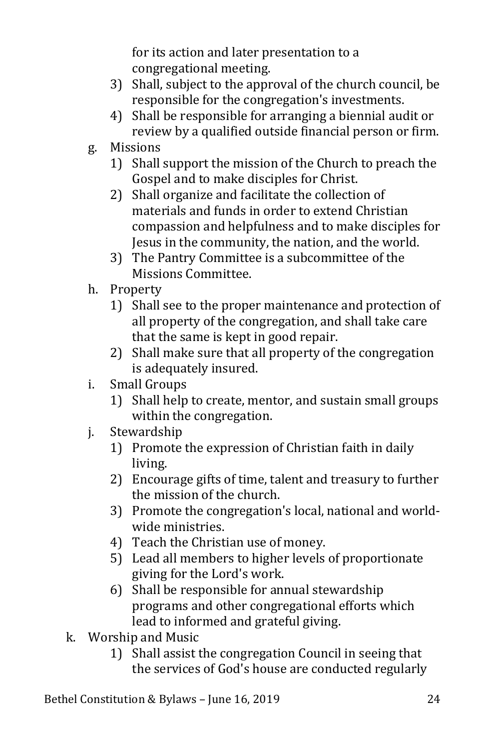for its action and later presentation to a congregational meeting.

3) Shall, subject to the approval of the church council, be responsible for the congregation's investments.
4) Shall be responsible for arranging a biennial audit or review by a qualified outside financial person or firm.

g. Missions
   1) Shall support the mission of the Church to preach the Gospel and to make disciples for Christ.
   2) Shall organize and facilitate the collection of materials and funds in order to extend Christian compassion and helpfulness and to make disciples for Jesus in the community, the nation, and the world.
   3) The Pantry Committee is a subcommittee of the Missions Committee.

h. Property
   1) Shall see to the proper maintenance and protection of all property of the congregation, and shall take care that the same is kept in good repair.
   2) Shall make sure that all property of the congregation is adequately insured.

i. Small Groups
   1) Shall help to create, mentor, and sustain small groups within the congregation.

j. Stewardship
   1) Promote the expression of Christian faith in daily living.
   2) Encourage gifts of time, talent and treasury to further the mission of the church.
   3) Promote the congregation's local, national and world-wide ministries.
   4) Teach the Christian use of money.
   5) Lead all members to higher levels of proportionate giving for the Lord's work.
   6) Shall be responsible for annual stewardship programs and other congregational efforts which lead to informed and grateful giving.

k. Worship and Music
   1) Shall assist the congregation Council in seeing that the services of God's house are conducted regularly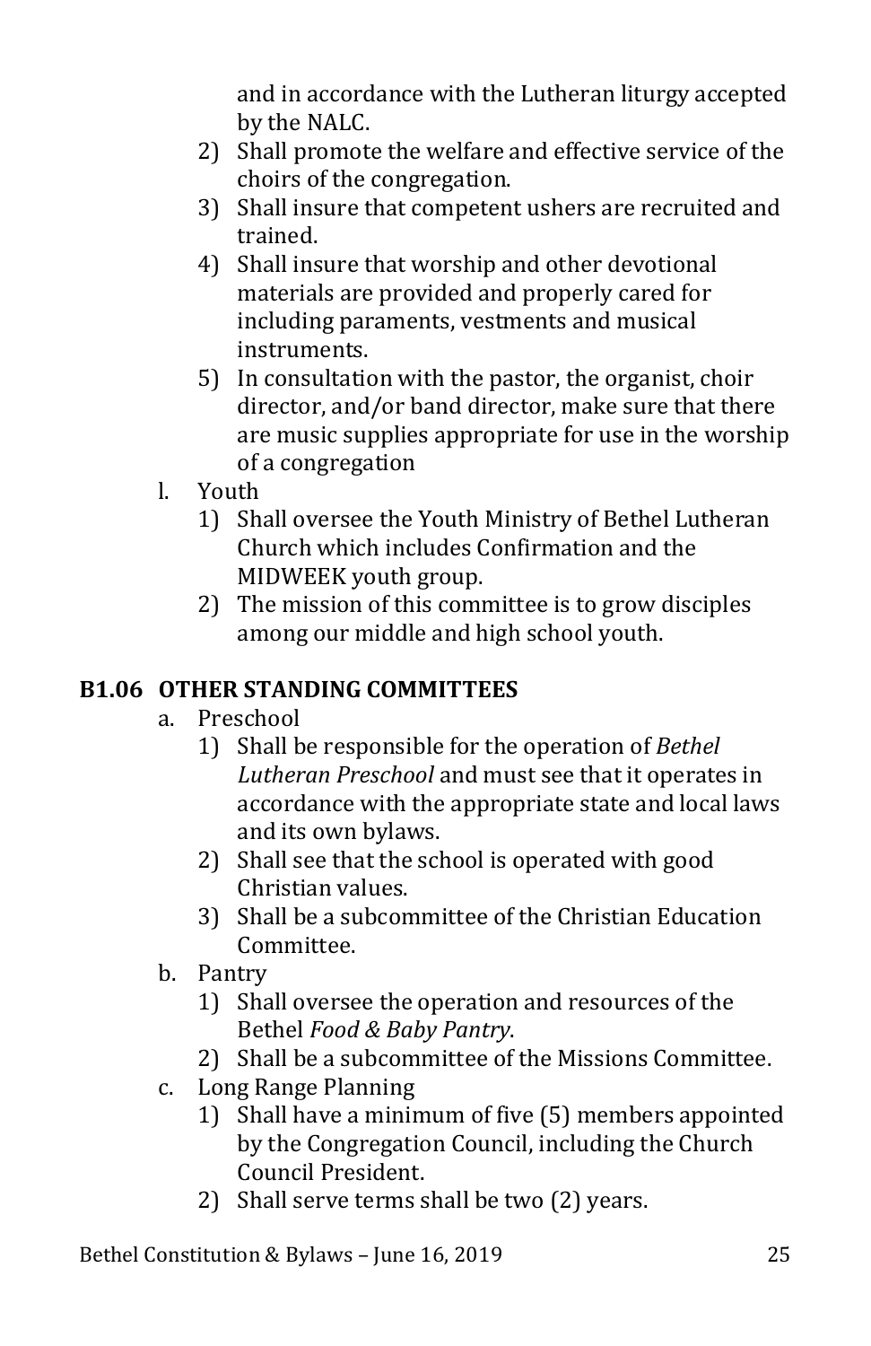and in accordance with the Lutheran liturgy accepted by the NALC.

2) Shall promote the welfare and effective service of the choirs of the congregation.
3) Shall insure that competent ushers are recruited and trained.
4) Shall insure that worship and other devotional materials are provided and properly cared for including paraments, vestments and musical instruments.
5) In consultation with the pastor, the organist, choir director, and/or band director, make sure that there are music supplies appropriate for use in the worship of a congregation

l. Youth
   1) Shall oversee the Youth Ministry of Bethel Lutheran Church which includes Confirmation and the MIDWEEK youth group.
   2) The mission of this committee is to grow disciples among our middle and high school youth.

## B1.06 OTHER STANDING COMMITTEES

a. Preschool
   1) Shall be responsible for the operation of *Bethel Lutheran Preschool* and must see that it operates in accordance with the appropriate state and local laws and its own bylaws.
   2) Shall see that the school is operated with good Christian values.
   3) Shall be a subcommittee of the Christian Education Committee.

b. Pantry
   1) Shall oversee the operation and resources of the Bethel *Food & Baby Pantry*.
   2) Shall be a subcommittee of the Missions Committee.

c. Long Range Planning
   1) Shall have a minimum of five (5) members appointed by the Congregation Council, including the Church Council President.
   2) Shall serve terms shall be two (2) years.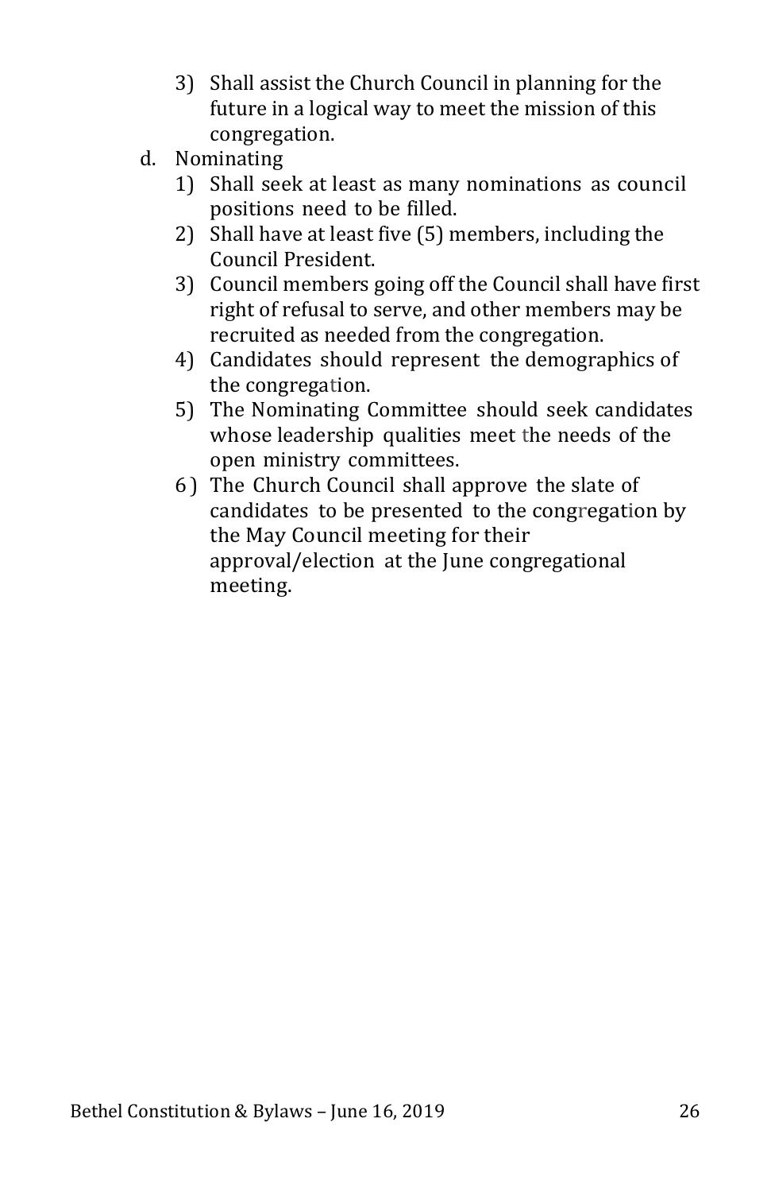3) Shall assist the Church Council in planning for the future in a logical way to meet the mission of this congregation.

d. Nominating
   1) Shall seek at least as many nominations as council positions need to be filled.
   2) Shall have at least five (5) members, including the Council President.
   3) Council members going off the Council shall have first right of refusal to serve, and other members may be recruited as needed from the congregation.
   4) Candidates should represent the demographics of the congregation.
   5) The Nominating Committee should seek candidates whose leadership qualities meet the needs of the open ministry committees.
   6) The Church Council shall approve the slate of candidates to be presented to the congregation by the May Council meeting for their approval/election at the June congregational meeting.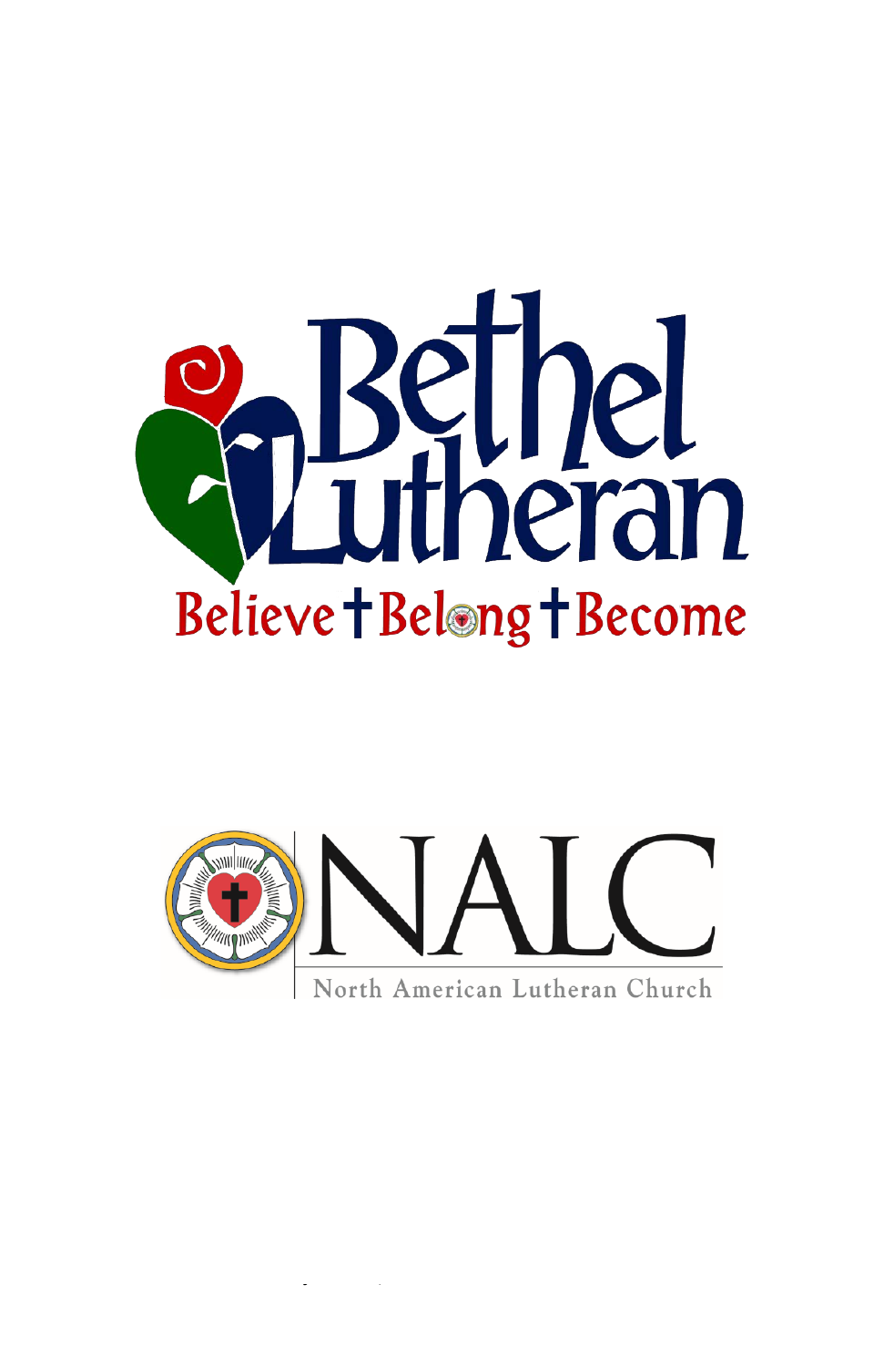Bethel Lutheran

Believe † Belong † Become

NALC

North American Lutheran Church